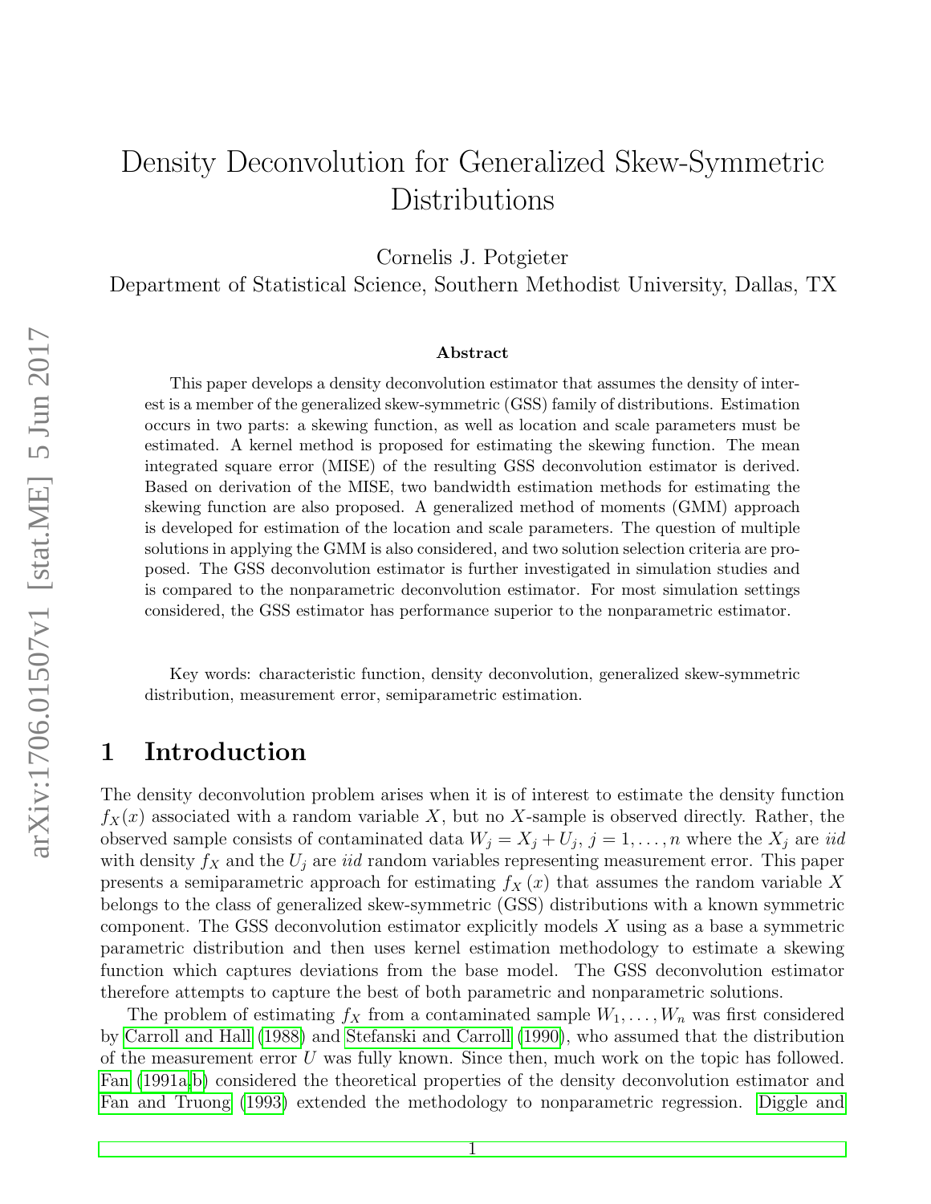# Density Deconvolution for Generalized Skew-Symmetric Distributions

Cornelis J. Potgieter
Department of Statistical Science, Southern Methodist University, Dallas, TX

### Abstract

This paper develops a density deconvolution estimator that assumes the density of interest is a member of the generalized skew-symmetric (GSS) family of distributions. Estimation occurs in two parts: a skewing function, as well as location and scale parameters must be estimated. A kernel method is proposed for estimating the skewing function. The mean integrated square error (MISE) of the resulting GSS deconvolution estimator is derived. Based on derivation of the MISE, two bandwidth estimation methods for estimating the skewing function are also proposed. A generalized method of moments (GMM) approach is developed for estimation of the location and scale parameters. The question of multiple solutions in applying the GMM is also considered, and two solution selection criteria are proposed. The GSS deconvolution estimator is further investigated in simulation studies and is compared to the nonparametric deconvolution estimator. For most simulation settings considered, the GSS estimator has performance superior to the nonparametric estimator.

Key words: characteristic function, density deconvolution, generalized skew-symmetric distribution, measurement error, semiparametric estimation.

## 1 Introduction

The density deconvolution problem arises when it is of interest to estimate the density function $f_X(x)$ associated with a random variable $X$, but no $X$-sample is observed directly. Rather, the observed sample consists of contaminated data $W_j = X_j + U_j$, $j = 1, \ldots, n$ where the $X_j$ are *iid* with density $f_X$ and the $U_j$ are *iid* random variables representing measurement error. This paper presents a semiparametric approach for estimating $f_X(x)$ that assumes the random variable $X$ belongs to the class of generalized skew-symmetric (GSS) distributions with a known symmetric component. The GSS deconvolution estimator explicitly models $X$ using as a base a symmetric parametric distribution and then uses kernel estimation methodology to estimate a skewing function which captures deviations from the base model. The GSS deconvolution estimator therefore attempts to capture the best of both parametric and nonparametric solutions.

The problem of estimating $f_X$ from a contaminated sample $W_1, \ldots, W_n$ was first considered by Carroll and Hall (1988) and Stefanski and Carroll (1990), who assumed that the distribution of the measurement error $U$ was fully known. Since then, much work on the topic has followed. Fan (1991a,b) considered the theoretical properties of the density deconvolution estimator and Fan and Truong (1993) extended the methodology to nonparametric regression. Diggle and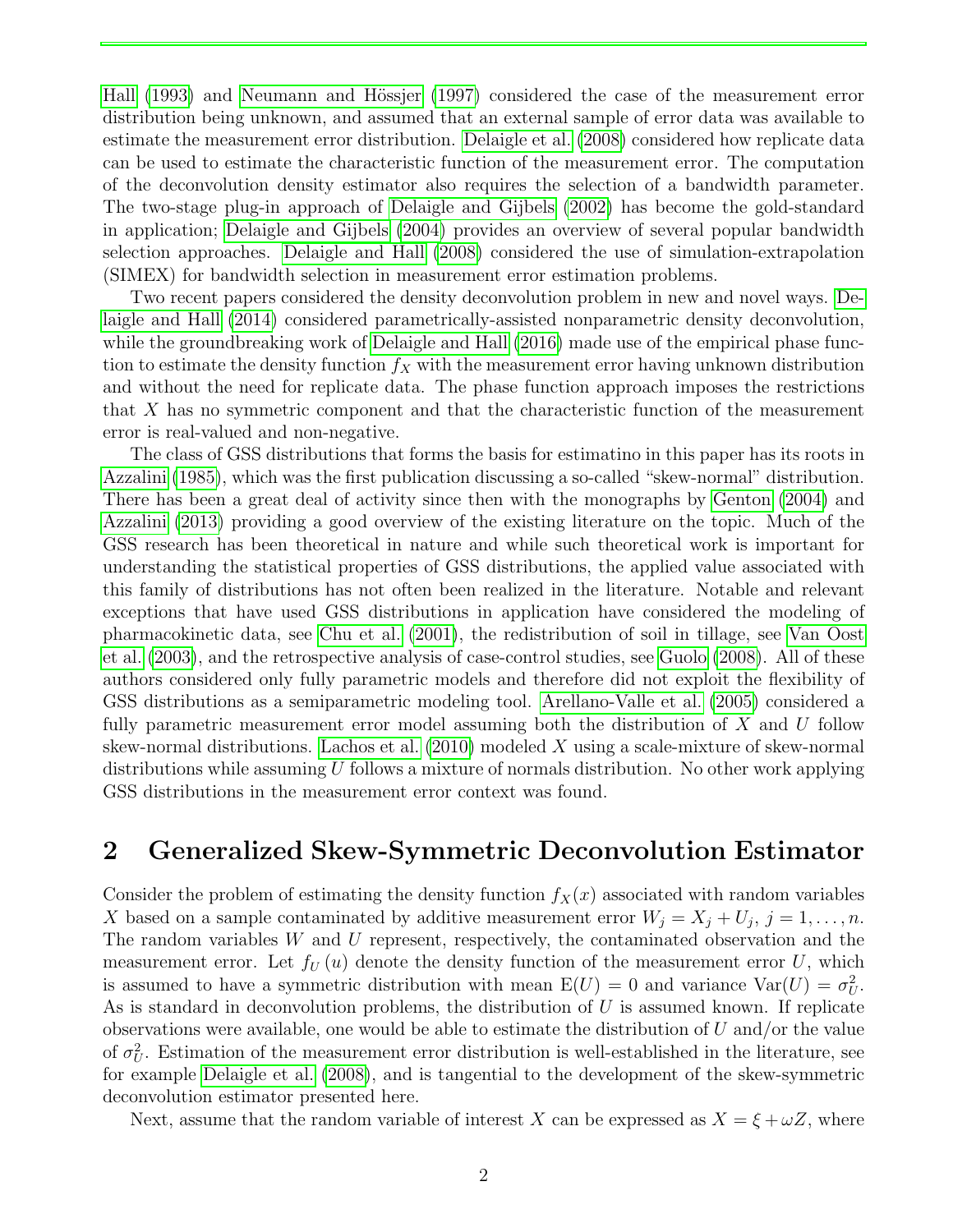Hall (1993) and Neumann and Hössjer (1997) considered the case of the measurement error distribution being unknown, and assumed that an external sample of error data was available to estimate the measurement error distribution. Delaigle et al. (2008) considered how replicate data can be used to estimate the characteristic function of the measurement error. The computation of the deconvolution density estimator also requires the selection of a bandwidth parameter. The two-stage plug-in approach of Delaigle and Gijbels (2002) has become the gold-standard in application; Delaigle and Gijbels (2004) provides an overview of several popular bandwidth selection approaches. Delaigle and Hall (2008) considered the use of simulation-extrapolation (SIMEX) for bandwidth selection in measurement error estimation problems.

Two recent papers considered the density deconvolution problem in new and novel ways. Delaigle and Hall (2014) considered parametrically-assisted nonparametric density deconvolution, while the groundbreaking work of Delaigle and Hall (2016) made use of the empirical phase function to estimate the density function $f_X$ with the measurement error having unknown distribution and without the need for replicate data. The phase function approach imposes the restrictions that $X$ has no symmetric component and that the characteristic function of the measurement error is real-valued and non-negative.

The class of GSS distributions that forms the basis for estimatino in this paper has its roots in Azzalini (1985), which was the first publication discussing a so-called "skew-normal" distribution. There has been a great deal of activity since then with the monographs by Genton (2004) and Azzalini (2013) providing a good overview of the existing literature on the topic. Much of the GSS research has been theoretical in nature and while such theoretical work is important for understanding the statistical properties of GSS distributions, the applied value associated with this family of distributions has not often been realized in the literature. Notable and relevant exceptions that have used GSS distributions in application have considered the modeling of pharmacokinetic data, see Chu et al. (2001), the redistribution of soil in tillage, see Van Oost et al. (2003), and the retrospective analysis of case-control studies, see Guolo (2008). All of these authors considered only fully parametric models and therefore did not exploit the flexibility of GSS distributions as a semiparametric modeling tool. Arellano-Valle et al. (2005) considered a fully parametric measurement error model assuming both the distribution of $X$ and $U$ follow skew-normal distributions. Lachos et al. (2010) modeled $X$ using a scale-mixture of skew-normal distributions while assuming $U$ follows a mixture of normals distribution. No other work applying GSS distributions in the measurement error context was found.

## 2 Generalized Skew-Symmetric Deconvolution Estimator

Consider the problem of estimating the density function $f_X(x)$ associated with random variables $X$ based on a sample contaminated by additive measurement error $W_j = X_j + U_j$, $j = 1, \ldots, n$. The random variables $W$ and $U$ represent, respectively, the contaminated observation and the measurement error. Let $f_U(u)$ denote the density function of the measurement error $U$, which is assumed to have a symmetric distribution with mean $\mathrm{E}(U) = 0$ and variance $\mathrm{Var}(U) = \sigma_U^2$. As is standard in deconvolution problems, the distribution of $U$ is assumed known. If replicate observations were available, one would be able to estimate the distribution of $U$ and/or the value of $\sigma_U^2$. Estimation of the measurement error distribution is well-established in the literature, see for example Delaigle et al. (2008), and is tangential to the development of the skew-symmetric deconvolution estimator presented here.

Next, assume that the random variable of interest $X$ can be expressed as $X = \xi + \omega Z$, where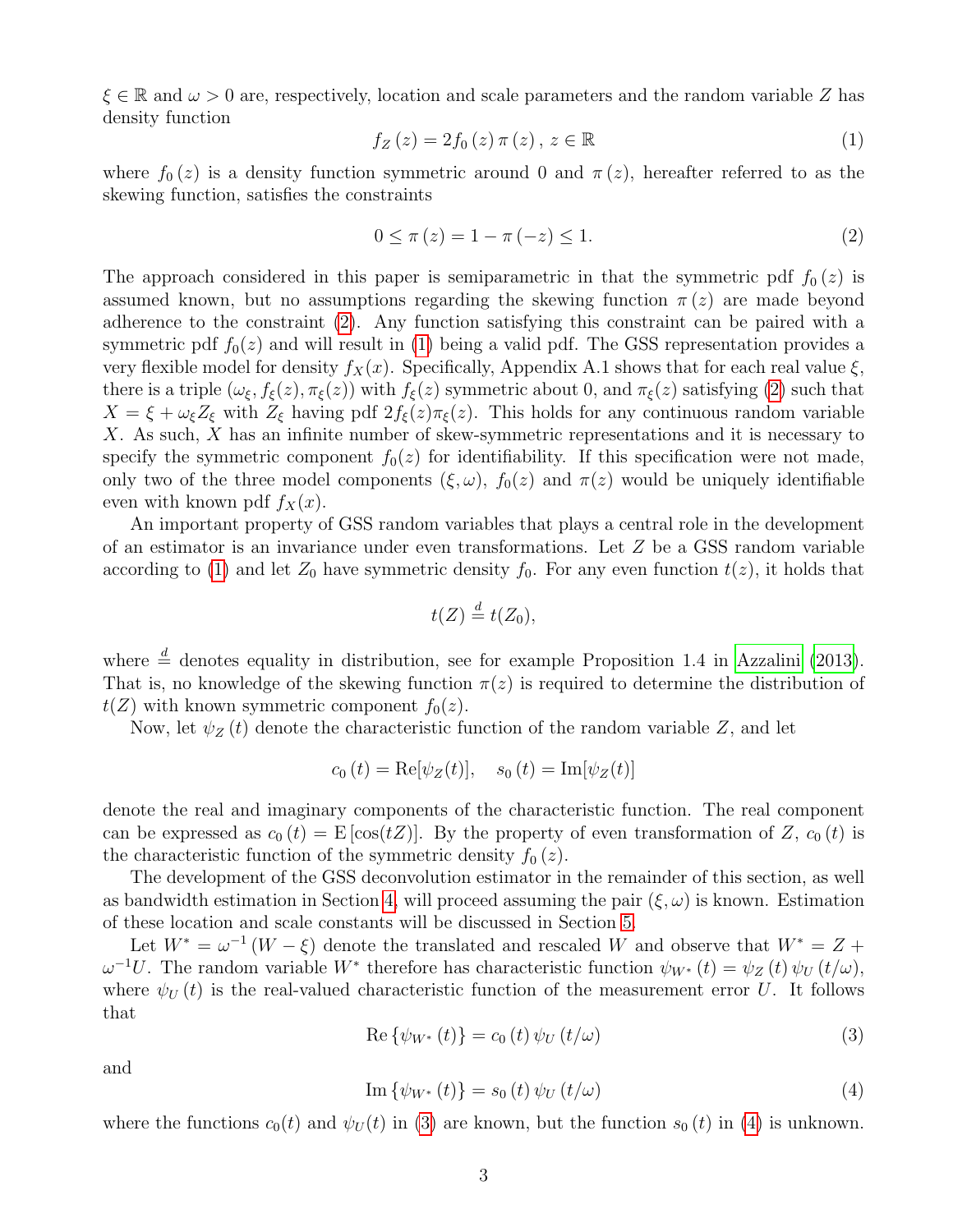$\xi \in \mathbb{R}$ and $\omega > 0$ are, respectively, location and scale parameters and the random variable $Z$ has density function

$$f_Z(z) = 2f_0(z)\,\pi(z)\,,\; z \in \mathbb{R} \tag{1}$$

where $f_0(z)$ is a density function symmetric around 0 and $\pi(z)$, hereafter referred to as the skewing function, satisfies the constraints

$$0 \leq \pi(z) = 1 - \pi(-z) \leq 1. \tag{2}$$

The approach considered in this paper is semiparametric in that the symmetric pdf $f_0(z)$ is assumed known, but no assumptions regarding the skewing function $\pi(z)$ are made beyond adherence to the constraint (2). Any function satisfying this constraint can be paired with a symmetric pdf $f_0(z)$ and will result in (1) being a valid pdf. The GSS representation provides a very flexible model for density $f_X(x)$. Specifically, Appendix A.1 shows that for each real value $\xi$, there is a triple $(\omega_\xi, f_\xi(z), \pi_\xi(z))$ with $f_\xi(z)$ symmetric about 0, and $\pi_\xi(z)$ satisfying (2) such that $X = \xi + \omega_\xi Z_\xi$ with $Z_\xi$ having pdf $2f_\xi(z)\pi_\xi(z)$. This holds for any continuous random variable $X$. As such, $X$ has an infinite number of skew-symmetric representations and it is necessary to specify the symmetric component $f_0(z)$ for identifiability. If this specification were not made, only two of the three model components $(\xi, \omega)$, $f_0(z)$ and $\pi(z)$ would be uniquely identifiable even with known pdf $f_X(x)$.

An important property of GSS random variables that plays a central role in the development of an estimator is an invariance under even transformations. Let $Z$ be a GSS random variable according to (1) and let $Z_0$ have symmetric density $f_0$. For any even function $t(z)$, it holds that

$$t(Z) \stackrel{d}{=} t(Z_0),$$

where $\stackrel{d}{=}$ denotes equality in distribution, see for example Proposition 1.4 in Azzalini (2013). That is, no knowledge of the skewing function $\pi(z)$ is required to determine the distribution of $t(Z)$ with known symmetric component $f_0(z)$.

Now, let $\psi_Z(t)$ denote the characteristic function of the random variable $Z$, and let

$$c_0(t) = \mathrm{Re}[\psi_Z(t)], \quad s_0(t) = \mathrm{Im}[\psi_Z(t)]$$

denote the real and imaginary components of the characteristic function. The real component can be expressed as $c_0(t) = \mathrm{E}[\cos(tZ)]$. By the property of even transformation of $Z$, $c_0(t)$ is the characteristic function of the symmetric density $f_0(z)$.

The development of the GSS deconvolution estimator in the remainder of this section, as well as bandwidth estimation in Section 4, will proceed assuming the pair $(\xi, \omega)$ is known. Estimation of these location and scale constants will be discussed in Section 5.

Let $W^* = \omega^{-1}(W - \xi)$ denote the translated and rescaled $W$ and observe that $W^* = Z + \omega^{-1}U$. The random variable $W^*$ therefore has characteristic function $\psi_{W^*}(t) = \psi_Z(t)\,\psi_U(t/\omega)$, where $\psi_U(t)$ is the real-valued characteristic function of the measurement error $U$. It follows that

$$\mathrm{Re}\{\psi_{W^*}(t)\} = c_0(t)\,\psi_U(t/\omega) \tag{3}$$

and

$$\mathrm{Im}\{\psi_{W^*}(t)\} = s_0(t)\,\psi_U(t/\omega) \tag{4}$$

where the functions $c_0(t)$ and $\psi_U(t)$ in (3) are known, but the function $s_0(t)$ in (4) is unknown.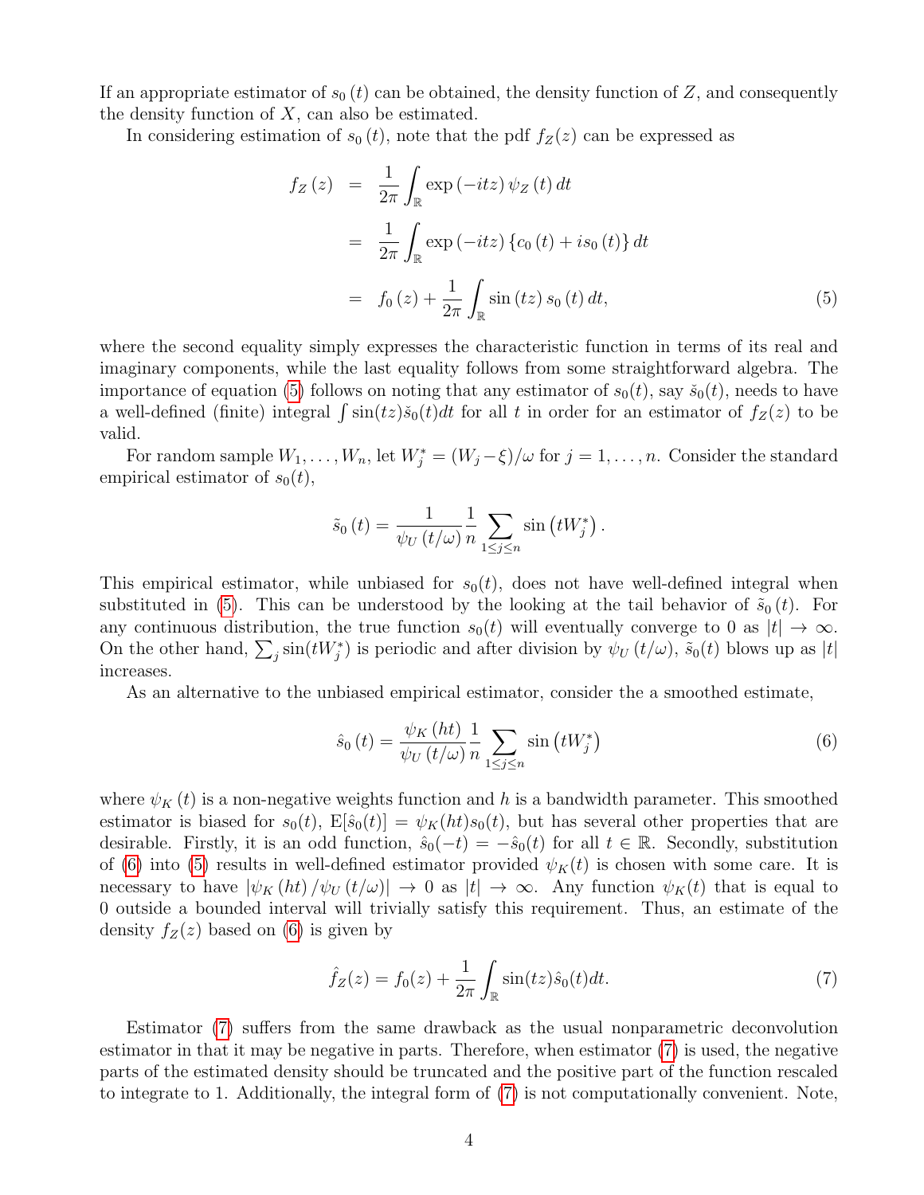If an appropriate estimator of $s_0(t)$ can be obtained, the density function of $Z$, and consequently the density function of $X$, can also be estimated.

In considering estimation of $s_0(t)$, note that the pdf $f_Z(z)$ can be expressed as

$$
\begin{aligned}
f_Z(z) &= \frac{1}{2\pi}\int_{\mathbb{R}} \exp(-itz)\,\psi_Z(t)\,dt \\
&= \frac{1}{2\pi}\int_{\mathbb{R}} \exp(-itz)\left\{c_0(t) + is_0(t)\right\}dt \\
&= f_0(z) + \frac{1}{2\pi}\int_{\mathbb{R}} \sin(tz)\,s_0(t)\,dt, \qquad (5)
\end{aligned}
$$

where the second equality simply expresses the characteristic function in terms of its real and imaginary components, while the last equality follows from some straightforward algebra. The importance of equation (5) follows on noting that any estimator of $s_0(t)$, say $\check{s}_0(t)$, needs to have a well-defined (finite) integral $\int \sin(tz)\check{s}_0(t)dt$ for all $t$ in order for an estimator of $f_Z(z)$ to be valid.

For random sample $W_1, \ldots, W_n$, let $W_j^* = (W_j - \xi)/\omega$ for $j = 1, \ldots, n$. Consider the standard empirical estimator of $s_0(t)$,

$$
\tilde{s}_0(t) = \frac{1}{\psi_U(t/\omega)}\frac{1}{n}\sum_{1\leq j\leq n}\sin\left(tW_j^*\right).
$$

This empirical estimator, while unbiased for $s_0(t)$, does not have well-defined integral when substituted in (5). This can be understood by the looking at the tail behavior of $\tilde{s}_0(t)$. For any continuous distribution, the true function $s_0(t)$ will eventually converge to 0 as $|t| \to \infty$. On the other hand, $\sum_j \sin(tW_j^*)$ is periodic and after division by $\psi_U(t/\omega)$, $\tilde{s}_0(t)$ blows up as $|t|$ increases.

As an alternative to the unbiased empirical estimator, consider the a smoothed estimate,

$$
\hat{s}_0(t) = \frac{\psi_K(ht)}{\psi_U(t/\omega)}\frac{1}{n}\sum_{1\leq j\leq n}\sin\left(tW_j^*\right) \qquad (6)
$$

where $\psi_K(t)$ is a non-negative weights function and $h$ is a bandwidth parameter. This smoothed estimator is biased for $s_0(t)$, $\mathrm{E}[\hat{s}_0(t)] = \psi_K(ht)s_0(t)$, but has several other properties that are desirable. Firstly, it is an odd function, $\hat{s}_0(-t) = -\hat{s}_0(t)$ for all $t \in \mathbb{R}$. Secondly, substitution of (6) into (5) results in well-defined estimator provided $\psi_K(t)$ is chosen with some care. It is necessary to have $|\psi_K(ht)/\psi_U(t/\omega)| \to 0$ as $|t| \to \infty$. Any function $\psi_K(t)$ that is equal to 0 outside a bounded interval will trivially satisfy this requirement. Thus, an estimate of the density $f_Z(z)$ based on (6) is given by

$$
\hat{f}_Z(z) = f_0(z) + \frac{1}{2\pi}\int_{\mathbb{R}}\sin(tz)\hat{s}_0(t)dt. \qquad (7)
$$

Estimator (7) suffers from the same drawback as the usual nonparametric deconvolution estimator in that it may be negative in parts. Therefore, when estimator (7) is used, the negative parts of the estimated density should be truncated and the positive part of the function rescaled to integrate to 1. Additionally, the integral form of (7) is not computationally convenient. Note,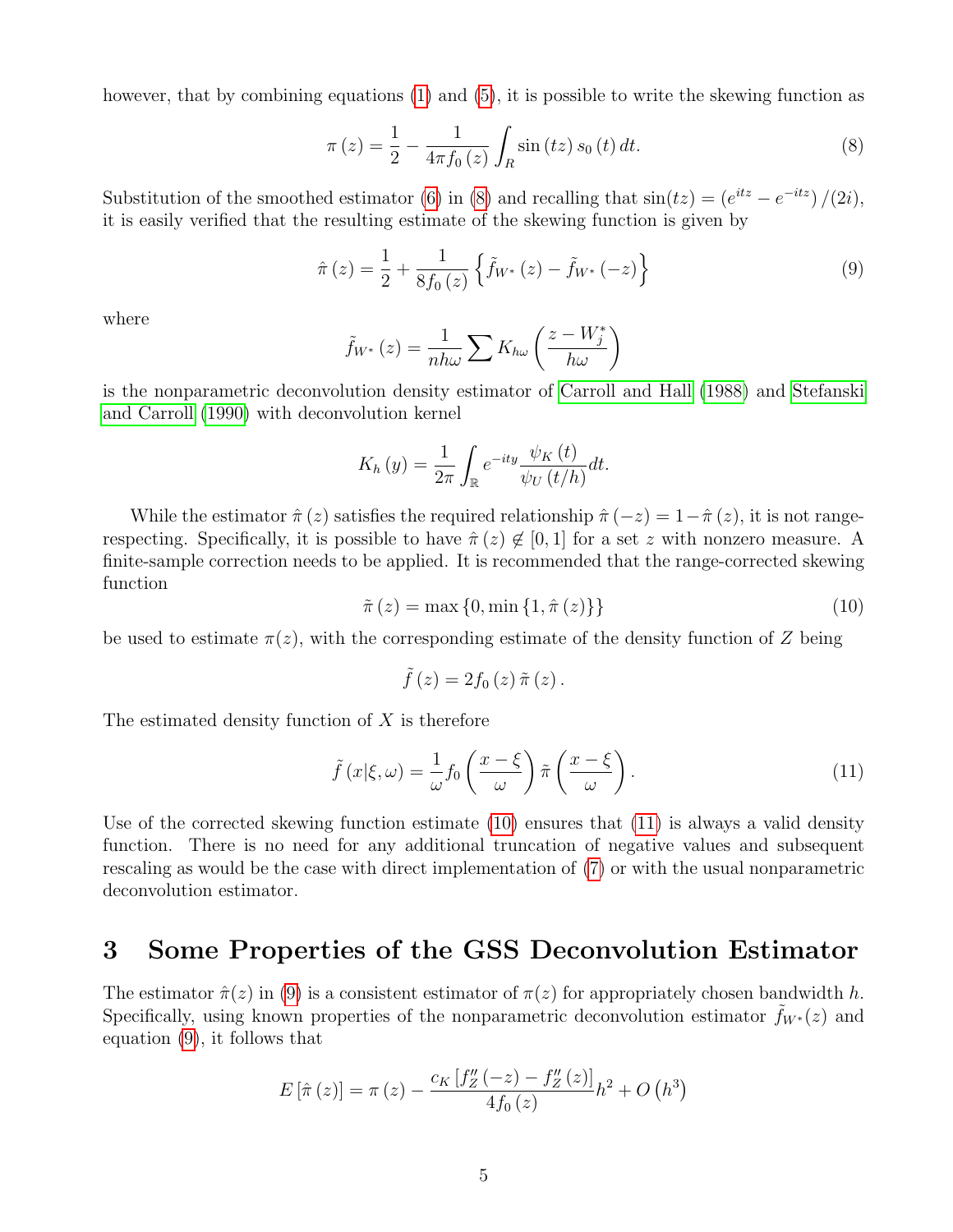however, that by combining equations (1) and (5), it is possible to write the skewing function as

$$\pi\left(z\right)=\frac{1}{2}-\frac{1}{4\pi f_{0}\left(z\right)}\int_{R}\sin\left(tz\right)s_{0}\left(t\right)dt. \tag{8}$$

Substitution of the smoothed estimator (6) in (8) and recalling that $\sin(tz)=\left(e^{itz}-e^{-itz}\right)/(2i)$, it is easily verified that the resulting estimate of the skewing function is given by

$$\hat{\pi}\left(z\right)=\frac{1}{2}+\frac{1}{8f_{0}\left(z\right)}\left\{\tilde{f}_{W^{*}}\left(z\right)-\tilde{f}_{W^{*}}\left(-z\right)\right\} \tag{9}$$

where

$$\tilde{f}_{W^{*}}\left(z\right)=\frac{1}{nh\omega}\sum K_{h\omega}\left(\frac{z-W_{j}^{*}}{h\omega}\right)$$

is the nonparametric deconvolution density estimator of Carroll and Hall (1988) and Stefanski and Carroll (1990) with deconvolution kernel

$$K_{h}\left(y\right)=\frac{1}{2\pi}\int_{\mathbb{R}}e^{-ity}\frac{\psi_{K}\left(t\right)}{\psi_{U}\left(t/h\right)}dt.$$

While the estimator $\hat{\pi}\left(z\right)$ satisfies the required relationship $\hat{\pi}\left(-z\right)=1-\hat{\pi}\left(z\right)$, it is not range-respecting. Specifically, it is possible to have $\hat{\pi}\left(z\right)\notin\left[0,1\right]$ for a set $z$ with nonzero measure. A finite-sample correction needs to be applied. It is recommended that the range-corrected skewing function

$$\tilde{\pi}\left(z\right)=\max\left\{0,\min\left\{1,\hat{\pi}\left(z\right)\right\}\right\} \tag{10}$$

be used to estimate $\pi(z)$, with the corresponding estimate of the density function of $Z$ being

$$\tilde{f}\left(z\right)=2f_{0}\left(z\right)\tilde{\pi}\left(z\right).$$

The estimated density function of $X$ is therefore

$$\tilde{f}\left(x|\xi,\omega\right)=\frac{1}{\omega}f_{0}\left(\frac{x-\xi}{\omega}\right)\tilde{\pi}\left(\frac{x-\xi}{\omega}\right). \tag{11}$$

Use of the corrected skewing function estimate (10) ensures that (11) is always a valid density function. There is no need for any additional truncation of negative values and subsequent rescaling as would be the case with direct implementation of (7) or with the usual nonparametric deconvolution estimator.

# 3 Some Properties of the GSS Deconvolution Estimator

The estimator $\hat{\pi}(z)$ in (9) is a consistent estimator of $\pi(z)$ for appropriately chosen bandwidth $h$. Specifically, using known properties of the nonparametric deconvolution estimator $\tilde{f}_{W^{*}}(z)$ and equation (9), it follows that

$$E\left[\hat{\pi}\left(z\right)\right]=\pi\left(z\right)-\frac{c_{K}\left[f_{Z}''\left(-z\right)-f_{Z}''\left(z\right)\right]}{4f_{0}\left(z\right)}h^{2}+O\left(h^{3}\right)$$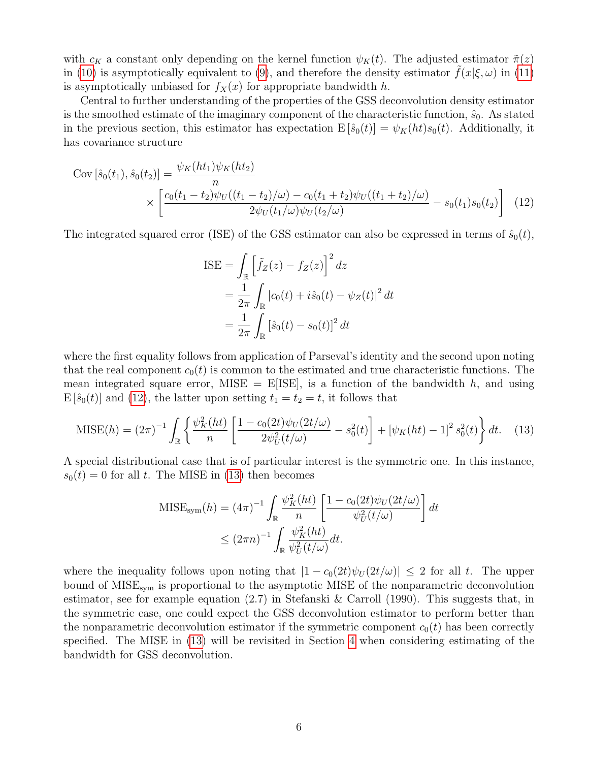with $c_K$ a constant only depending on the kernel function $\psi_K(t)$. The adjusted estimator $\tilde{\pi}(z)$ in (10) is asymptotically equivalent to (9), and therefore the density estimator $\tilde{f}(x|\xi,\omega)$ in (11) is asymptotically unbiased for $f_X(x)$ for appropriate bandwidth $h$.

Central to further understanding of the properties of the GSS deconvolution density estimator is the smoothed estimate of the imaginary component of the characteristic function, $\hat{s}_0$. As stated in the previous section, this estimator has expectation $\mathrm{E}\left[\hat{s}_0(t)\right] = \psi_K(ht)s_0(t)$. Additionally, it has covariance structure

$$
\begin{aligned}
\mathrm{Cov}\left[\hat{s}_0(t_1), \hat{s}_0(t_2)\right] &= \frac{\psi_K(ht_1)\psi_K(ht_2)}{n} \\
&\quad \times \left[\frac{c_0(t_1-t_2)\psi_U((t_1-t_2)/\omega) - c_0(t_1+t_2)\psi_U((t_1+t_2)/\omega)}{2\psi_U(t_1/\omega)\psi_U(t_2/\omega)} - s_0(t_1)s_0(t_2)\right] \quad (12)
\end{aligned}
$$

The integrated squared error (ISE) of the GSS estimator can also be expressed in terms of $\hat{s}_0(t)$,

$$
\begin{aligned}
\mathrm{ISE} &= \int_{\mathbb{R}} \left[\tilde{f}_Z(z) - f_Z(z)\right]^2 dz \\
&= \frac{1}{2\pi}\int_{\mathbb{R}} \left|c_0(t) + i\hat{s}_0(t) - \psi_Z(t)\right|^2 dt \\
&= \frac{1}{2\pi}\int_{\mathbb{R}} \left[\hat{s}_0(t) - s_0(t)\right]^2 dt
\end{aligned}
$$

where the first equality follows from application of Parseval's identity and the second upon noting that the real component $c_0(t)$ is common to the estimated and true characteristic functions. The mean integrated square error, MISE = E[ISE], is a function of the bandwidth $h$, and using $\mathrm{E}\left[\hat{s}_0(t)\right]$ and (12), the latter upon setting $t_1 = t_2 = t$, it follows that

$$
\mathrm{MISE}(h) = (2\pi)^{-1}\int_{\mathbb{R}} \left\{\frac{\psi_K^2(ht)}{n}\left[\frac{1 - c_0(2t)\psi_U(2t/\omega)}{2\psi_U^2(t/\omega)} - s_0^2(t)\right] + \left[\psi_K(ht) - 1\right]^2 s_0^2(t)\right\} dt. \quad (13)
$$

A special distributional case that is of particular interest is the symmetric one. In this instance, $s_0(t) = 0$ for all $t$. The MISE in (13) then becomes

$$
\begin{aligned}
\mathrm{MISE}_{\mathrm{sym}}(h) &= (4\pi)^{-1}\int_{\mathbb{R}} \frac{\psi_K^2(ht)}{n}\left[\frac{1 - c_0(2t)\psi_U(2t/\omega)}{\psi_U^2(t/\omega)}\right] dt \\
&\leq (2\pi n)^{-1}\int_{\mathbb{R}} \frac{\psi_K^2(ht)}{\psi_U^2(t/\omega)} dt.
\end{aligned}
$$

where the inequality follows upon noting that $|1 - c_0(2t)\psi_U(2t/\omega)| \leq 2$ for all $t$. The upper bound of $\mathrm{MISE}_{\mathrm{sym}}$ is proportional to the asymptotic MISE of the nonparametric deconvolution estimator, see for example equation (2.7) in Stefanski & Carroll (1990). This suggests that, in the symmetric case, one could expect the GSS deconvolution estimator to perform better than the nonparametric deconvolution estimator if the symmetric component $c_0(t)$ has been correctly specified. The MISE in (13) will be revisited in Section 4 when considering estimating of the bandwidth for GSS deconvolution.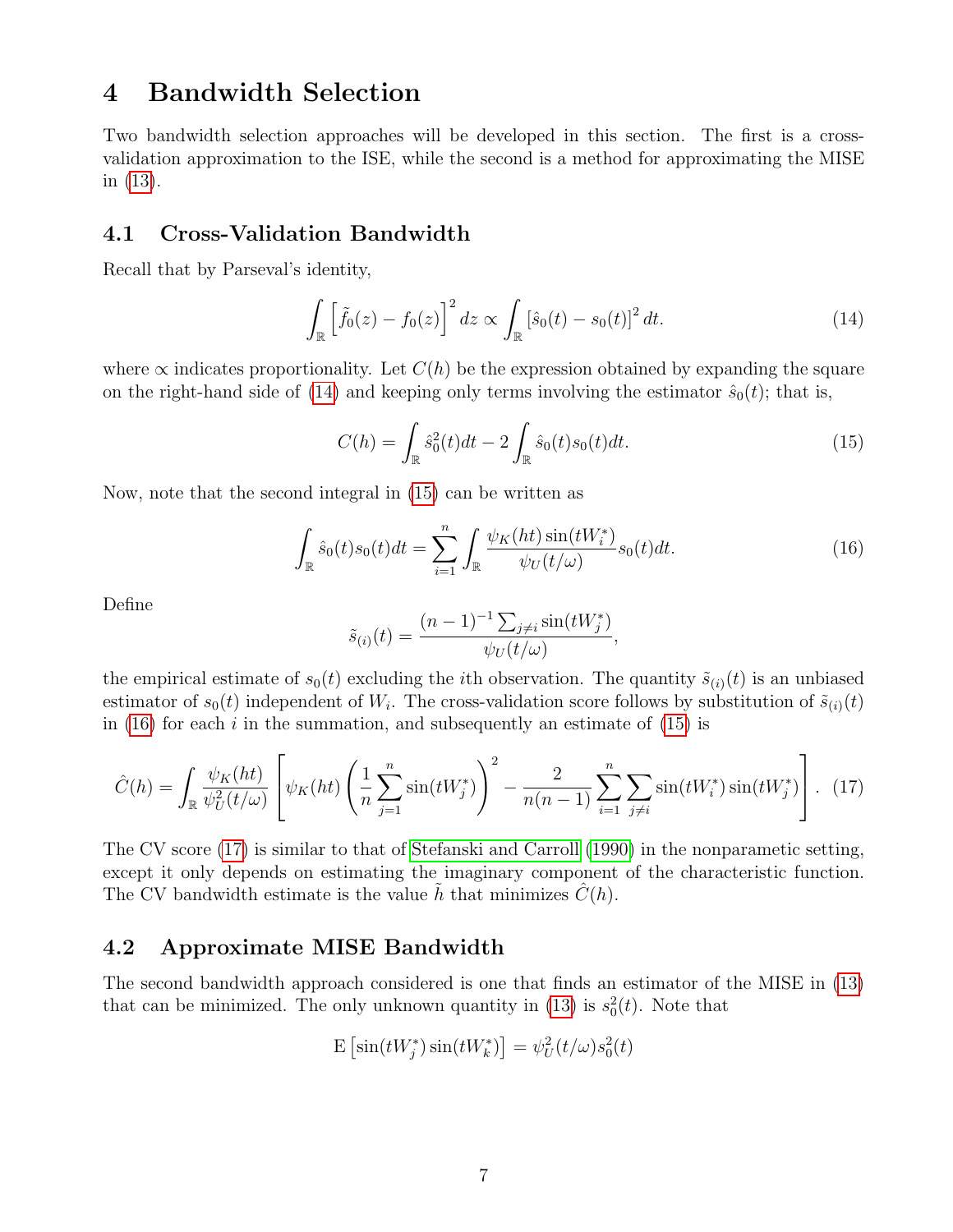# 4 Bandwidth Selection

Two bandwidth selection approaches will be developed in this section. The first is a cross-validation approximation to the ISE, while the second is a method for approximating the MISE in (13).

## 4.1 Cross-Validation Bandwidth

Recall that by Parseval's identity,

$$\int_{\mathbb{R}} \left[\tilde{f}_0(z) - f_0(z)\right]^2 dz \propto \int_{\mathbb{R}} \left[\hat{s}_0(t) - s_0(t)\right]^2 dt. \tag{14}$$

where $\propto$ indicates proportionality. Let $C(h)$ be the expression obtained by expanding the square on the right-hand side of (14) and keeping only terms involving the estimator $\hat{s}_0(t)$; that is,

$$C(h) = \int_{\mathbb{R}} \hat{s}_0^2(t)dt - 2\int_{\mathbb{R}} \hat{s}_0(t)s_0(t)dt. \tag{15}$$

Now, note that the second integral in (15) can be written as

$$\int_{\mathbb{R}} \hat{s}_0(t)s_0(t)dt = \sum_{i=1}^{n} \int_{\mathbb{R}} \frac{\psi_K(ht)\sin(tW_i^*)}{\psi_U(t/\omega)} s_0(t)dt. \tag{16}$$

Define

$$\tilde{s}_{(i)}(t) = \frac{(n-1)^{-1}\sum_{j\neq i}\sin(tW_j^*)}{\psi_U(t/\omega)},$$

the empirical estimate of $s_0(t)$ excluding the $i$th observation. The quantity $\tilde{s}_{(i)}(t)$ is an unbiased estimator of $s_0(t)$ independent of $W_i$. The cross-validation score follows by substitution of $\tilde{s}_{(i)}(t)$ in (16) for each $i$ in the summation, and subsequently an estimate of (15) is

$$\hat{C}(h) = \int_{\mathbb{R}} \frac{\psi_K(ht)}{\psi_U^2(t/\omega)} \left[\psi_K(ht)\left(\frac{1}{n}\sum_{j=1}^{n}\sin(tW_j^*)\right)^2 - \frac{2}{n(n-1)}\sum_{i=1}^{n}\sum_{j\neq i}\sin(tW_i^*)\sin(tW_j^*)\right]. \tag{17}$$

The CV score (17) is similar to that of Stefanski and Carroll (1990) in the nonparametric setting, except it only depends on estimating the imaginary component of the characteristic function. The CV bandwidth estimate is the value $\tilde{h}$ that minimizes $\hat{C}(h)$.

## 4.2 Approximate MISE Bandwidth

The second bandwidth approach considered is one that finds an estimator of the MISE in (13) that can be minimized. The only unknown quantity in (13) is $s_0^2(t)$. Note that

$$\mathrm{E}\left[\sin(tW_j^*)\sin(tW_k^*)\right] = \psi_U^2(t/\omega)s_0^2(t)$$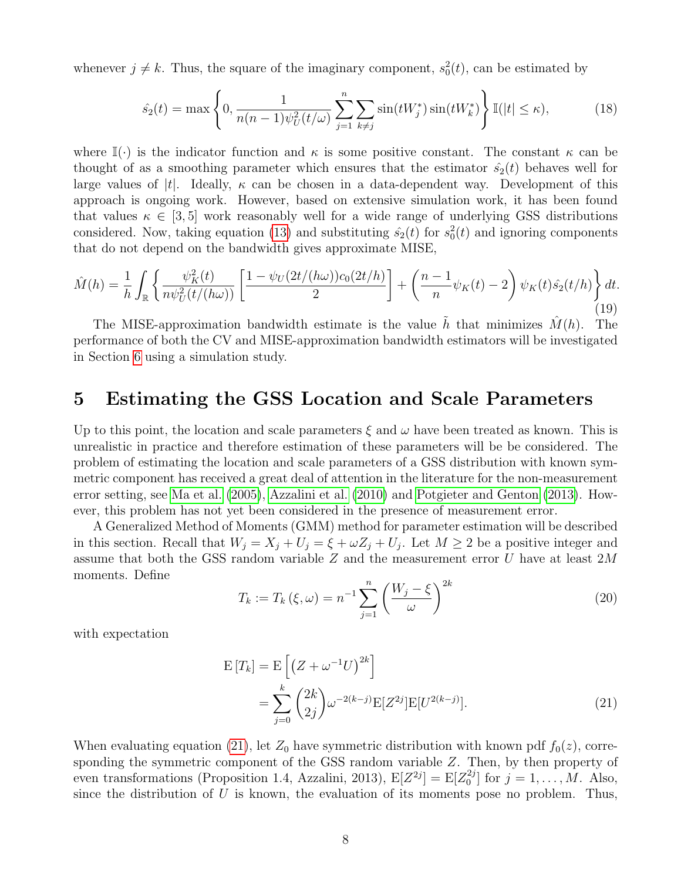whenever $j \neq k$. Thus, the square of the imaginary component, $s_0^2(t)$, can be estimated by

$$\hat{s_2}(t) = \max\left\{0, \frac{1}{n(n-1)\psi_U^2(t/\omega)} \sum_{j=1}^{n} \sum_{k \neq j} \sin(tW_j^*) \sin(tW_k^*)\right\} \mathbb{I}(|t| \leq \kappa), \tag{18}$$

where $\mathbb{I}(\cdot)$ is the indicator function and $\kappa$ is some positive constant. The constant $\kappa$ can be thought of as a smoothing parameter which ensures that the estimator $\hat{s_2}(t)$ behaves well for large values of $|t|$. Ideally, $\kappa$ can be chosen in a data-dependent way. Development of this approach is ongoing work. However, based on extensive simulation work, it has been found that values $\kappa \in [3, 5]$ work reasonably well for a wide range of underlying GSS distributions considered. Now, taking equation (13) and substituting $\hat{s_2}(t)$ for $s_0^2(t)$ and ignoring components that do not depend on the bandwidth gives approximate MISE,

$$\hat{M}(h) = \frac{1}{h} \int_{\mathbb{R}} \left\{ \frac{\psi_K^2(t)}{n\psi_U^2(t/(h\omega))} \left[\frac{1 - \psi_U(2t/(h\omega))c_0(2t/h)}{2}\right] + \left(\frac{n-1}{n}\psi_K(t) - 2\right)\psi_K(t)\hat{s_2}(t/h)\right\} dt. \tag{19}$$

The MISE-approximation bandwidth estimate is the value $\tilde{h}$ that minimizes $\hat{M}(h)$. The performance of both the CV and MISE-approximation bandwidth estimators will be investigated in Section 6 using a simulation study.

# 5 Estimating the GSS Location and Scale Parameters

Up to this point, the location and scale parameters $\xi$ and $\omega$ have been treated as known. This is unrealistic in practice and therefore estimation of these parameters will be be considered. The problem of estimating the location and scale parameters of a GSS distribution with known symmetric component has received a great deal of attention in the literature for the non-measurement error setting, see Ma et al. (2005), Azzalini et al. (2010) and Potgieter and Genton (2013). However, this problem has not yet been considered in the presence of measurement error.

A Generalized Method of Moments (GMM) method for parameter estimation will be described in this section. Recall that $W_j = X_j + U_j = \xi + \omega Z_j + U_j$. Let $M \geq 2$ be a positive integer and assume that both the GSS random variable $Z$ and the measurement error $U$ have at least $2M$ moments. Define

$$T_k := T_k(\xi, \omega) = n^{-1} \sum_{j=1}^{n} \left(\frac{W_j - \xi}{\omega}\right)^{2k} \tag{20}$$

with expectation

$$\begin{aligned} \mathrm{E}[T_k] &= \mathrm{E}\left[\left(Z + \omega^{-1}U\right)^{2k}\right] \\ &= \sum_{j=0}^{k} \binom{2k}{2j} \omega^{-2(k-j)} \mathrm{E}[Z^{2j}] \mathrm{E}[U^{2(k-j)}]. \end{aligned} \tag{21}$$

When evaluating equation (21), let $Z_0$ have symmetric distribution with known pdf $f_0(z)$, corresponding the symmetric component of the GSS random variable $Z$. Then, by then property of even transformations (Proposition 1.4, Azzalini, 2013), $\mathrm{E}[Z^{2j}] = \mathrm{E}[Z_0^{2j}]$ for $j = 1, \ldots, M$. Also, since the distribution of $U$ is known, the evaluation of its moments pose no problem. Thus,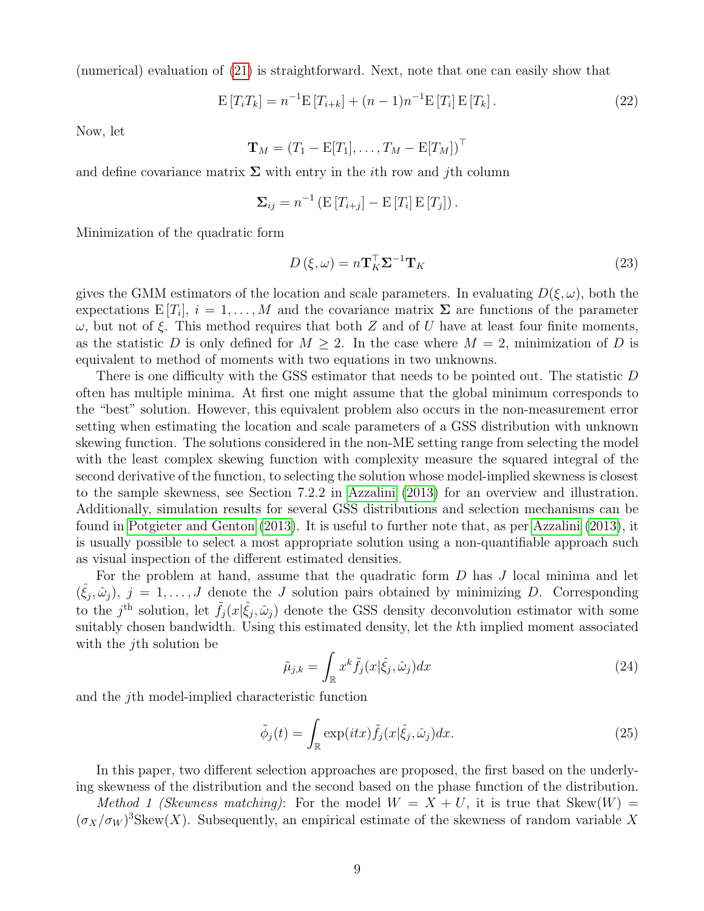(numerical) evaluation of (21) is straightforward. Next, note that one can easily show that

$$\mathrm{E}\left[T_i T_k\right] = n^{-1}\mathrm{E}\left[T_{i+k}\right] + (n-1)n^{-1}\mathrm{E}\left[T_i\right]\mathrm{E}\left[T_k\right]. \tag{22}$$

Now, let

$$\mathbf{T}_M = \left(T_1 - \mathrm{E}[T_1], \ldots, T_M - \mathrm{E}[T_M]\right)^\top$$

and define covariance matrix $\mathbf{\Sigma}$ with entry in the $i$th row and $j$th column

$$\mathbf{\Sigma}_{ij} = n^{-1}\left(\mathrm{E}\left[T_{i+j}\right] - \mathrm{E}\left[T_i\right]\mathrm{E}\left[T_j\right]\right).$$

Minimization of the quadratic form

$$D\left(\xi, \omega\right) = n\mathbf{T}_K^\top \mathbf{\Sigma}^{-1}\mathbf{T}_K \tag{23}$$

gives the GMM estimators of the location and scale parameters. In evaluating $D(\xi, \omega)$, both the expectations $\mathrm{E}\left[T_i\right]$, $i = 1, \ldots, M$ and the covariance matrix $\mathbf{\Sigma}$ are functions of the parameter $\omega$, but not of $\xi$. This method requires that both $Z$ and of $U$ have at least four finite moments, as the statistic $D$ is only defined for $M \geq 2$. In the case where $M = 2$, minimization of $D$ is equivalent to method of moments with two equations in two unknowns.

There is one difficulty with the GSS estimator that needs to be pointed out. The statistic $D$ often has multiple minima. At first one might assume that the global minimum corresponds to the "best" solution. However, this equivalent problem also occurs in the non-measurement error setting when estimating the location and scale parameters of a GSS distribution with unknown skewing function. The solutions considered in the non-ME setting range from selecting the model with the least complex skewing function with complexity measure the squared integral of the second derivative of the function, to selecting the solution whose model-implied skewness is closest to the sample skewness, see Section 7.2.2 in Azzalini (2013) for an overview and illustration. Additionally, simulation results for several GSS distributions and selection mechanisms can be found in Potgieter and Genton (2013). It is useful to further note that, as per Azzalini (2013), it is usually possible to select a most appropriate solution using a non-quantifiable approach such as visual inspection of the different estimated densities.

For the problem at hand, assume that the quadratic form $D$ has $J$ local minima and let $(\hat{\xi}_j, \hat{\omega}_j)$, $j = 1, \ldots, J$ denote the $J$ solution pairs obtained by minimizing $D$. Corresponding to the $j^{\text{th}}$ solution, let $\tilde{f}_j(x|\hat{\xi}_j, \hat{\omega}_j)$ denote the GSS density deconvolution estimator with some suitably chosen bandwidth. Using this estimated density, let the $k$th implied moment associated with the $j$th solution be

$$\tilde{\mu}_{j,k} = \int_{\mathbb{R}} x^k \tilde{f}_j(x|\hat{\xi}_j, \hat{\omega}_j)dx \tag{24}$$

and the $j$th model-implied characteristic function

$$\tilde{\phi}_j(t) = \int_{\mathbb{R}} \exp(itx)\tilde{f}_j(x|\hat{\xi}_j, \hat{\omega}_j)dx. \tag{25}$$

In this paper, two different selection approaches are proposed, the first based on the underlying skewness of the distribution and the second based on the phase function of the distribution.

*Method 1 (Skewness matching)*: For the model $W = X + U$, it is true that $\mathrm{Skew}(W) = (\sigma_X/\sigma_W)^3\mathrm{Skew}(X)$. Subsequently, an empirical estimate of the skewness of random variable $X$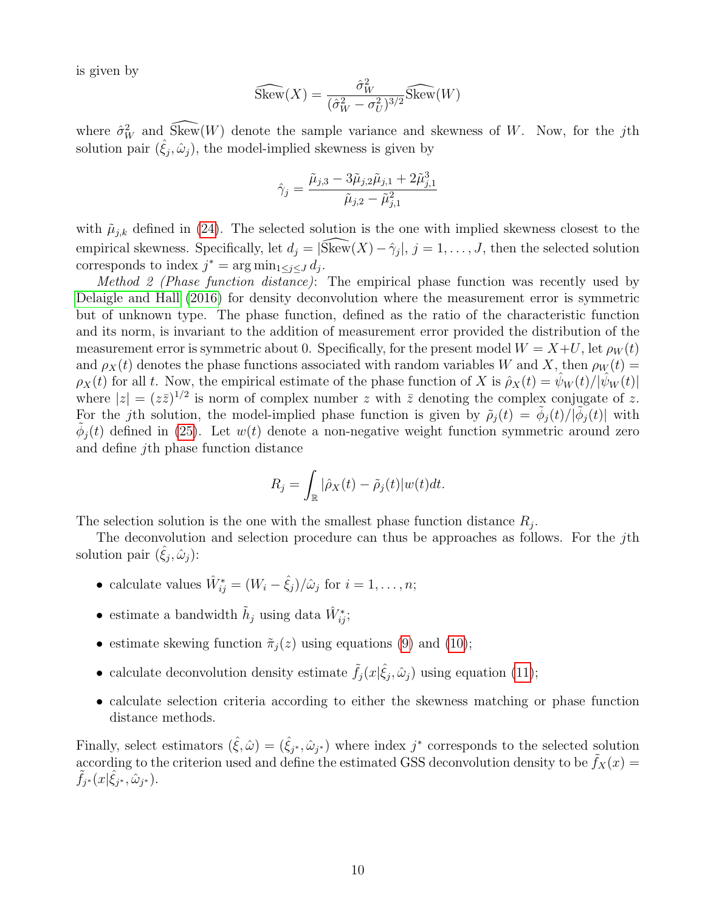is given by

$$\widehat{\text{Skew}}(X) = \frac{\hat{\sigma}_W^2}{(\hat{\sigma}_W^2 - \sigma_U^2)^{3/2}} \widehat{\text{Skew}}(W)$$

where $\hat{\sigma}_W^2$ and $\widehat{\text{Skew}}(W)$ denote the sample variance and skewness of $W$. Now, for the $j$th solution pair $(\hat{\xi}_j, \hat{\omega}_j)$, the model-implied skewness is given by

$$\hat{\gamma}_j = \frac{\tilde{\mu}_{j,3} - 3\tilde{\mu}_{j,2}\tilde{\mu}_{j,1} + 2\tilde{\mu}_{j,1}^3}{\tilde{\mu}_{j,2} - \tilde{\mu}_{j,1}^2}$$

with $\tilde{\mu}_{j,k}$ defined in (24). The selected solution is the one with implied skewness closest to the empirical skewness. Specifically, let $d_j = |\widehat{\text{Skew}}(X) - \hat{\gamma}_j|$, $j = 1, \ldots, J$, then the selected solution corresponds to index $j^* = \arg\min_{1 \le j \le J} d_j$.

*Method 2 (Phase function distance)*: The empirical phase function was recently used by Delaigle and Hall (2016) for density deconvolution where the measurement error is symmetric but of unknown type. The phase function, defined as the ratio of the characteristic function and its norm, is invariant to the addition of measurement error provided the distribution of the measurement error is symmetric about 0. Specifically, for the present model $W = X + U$, let $\rho_W(t)$ and $\rho_X(t)$ denotes the phase functions associated with random variables $W$ and $X$, then $\rho_W(t) = \rho_X(t)$ for all $t$. Now, the empirical estimate of the phase function of $X$ is $\hat{\rho}_X(t) = \hat{\psi}_W(t)/|\hat{\psi}_W(t)|$ where $|z| = (z\bar{z})^{1/2}$ is norm of complex number $z$ with $\bar{z}$ denoting the complex conjugate of $z$. For the $j$th solution, the model-implied phase function is given by $\tilde{\rho}_j(t) = \tilde{\phi}_j(t)/|\tilde{\phi}_j(t)|$ with $\tilde{\phi}_j(t)$ defined in (25). Let $w(t)$ denote a non-negative weight function symmetric around zero and define $j$th phase function distance

$$R_j = \int_{\mathbb{R}} |\hat{\rho}_X(t) - \tilde{\rho}_j(t)| w(t) dt.$$

The selection solution is the one with the smallest phase function distance $R_j$.

The deconvolution and selection procedure can thus be approaches as follows. For the $j$th solution pair $(\hat{\xi}_j, \hat{\omega}_j)$:

- calculate values $\hat{W}_{ij}^* = (W_i - \hat{\xi}_j)/\hat{\omega}_j$ for $i = 1, \ldots, n$;
- estimate a bandwidth $\tilde{h}_j$ using data $\hat{W}_{ij}^*$;
- estimate skewing function $\tilde{\pi}_j(z)$ using equations (9) and (10);
- calculate deconvolution density estimate $\tilde{f}_j(x|\hat{\xi}_j, \hat{\omega}_j)$ using equation (11);
- calculate selection criteria according to either the skewness matching or phase function distance methods.

Finally, select estimators $(\hat{\xi}, \hat{\omega}) = (\hat{\xi}_{j^*}, \hat{\omega}_{j^*})$ where index $j^*$ corresponds to the selected solution according to the criterion used and define the estimated GSS deconvolution density to be $\tilde{f}_X(x) = \tilde{f}_{j^*}(x|\hat{\xi}_{j^*}, \hat{\omega}_{j^*})$.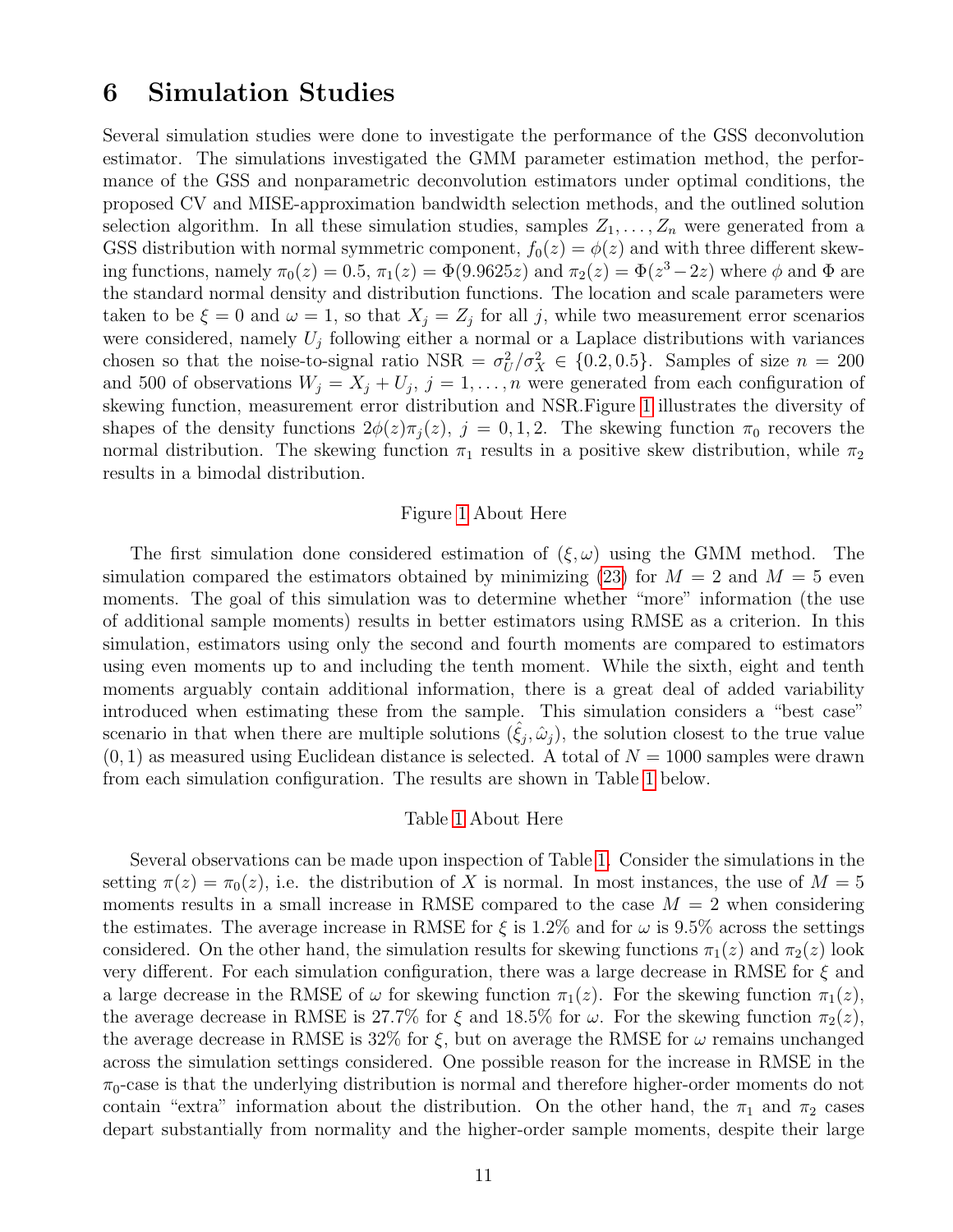# 6 Simulation Studies

Several simulation studies were done to investigate the performance of the GSS deconvolution estimator. The simulations investigated the GMM parameter estimation method, the performance of the GSS and nonparametric deconvolution estimators under optimal conditions, the proposed CV and MISE-approximation bandwidth selection methods, and the outlined solution selection algorithm. In all these simulation studies, samples $Z_1, \ldots, Z_n$ were generated from a GSS distribution with normal symmetric component, $f_0(z) = \phi(z)$ and with three different skewing functions, namely $\pi_0(z) = 0.5$, $\pi_1(z) = \Phi(9.9625z)$ and $\pi_2(z) = \Phi(z^3 - 2z)$ where $\phi$ and $\Phi$ are the standard normal density and distribution functions. The location and scale parameters were taken to be $\xi = 0$ and $\omega = 1$, so that $X_j = Z_j$ for all $j$, while two measurement error scenarios were considered, namely $U_j$ following either a normal or a Laplace distributions with variances chosen so that the noise-to-signal ratio $\text{NSR} = \sigma_U^2/\sigma_X^2 \in \{0.2, 0.5\}$. Samples of size $n = 200$ and 500 of observations $W_j = X_j + U_j$, $j = 1, \ldots, n$ were generated from each configuration of skewing function, measurement error distribution and NSR.Figure 1 illustrates the diversity of shapes of the density functions $2\phi(z)\pi_j(z)$, $j = 0, 1, 2$. The skewing function $\pi_0$ recovers the normal distribution. The skewing function $\pi_1$ results in a positive skew distribution, while $\pi_2$ results in a bimodal distribution.

Figure 1 About Here

The first simulation done considered estimation of $(\xi, \omega)$ using the GMM method. The simulation compared the estimators obtained by minimizing (23) for $M = 2$ and $M = 5$ even moments. The goal of this simulation was to determine whether "more" information (the use of additional sample moments) results in better estimators using RMSE as a criterion. In this simulation, estimators using only the second and fourth moments are compared to estimators using even moments up to and including the tenth moment. While the sixth, eight and tenth moments arguably contain additional information, there is a great deal of added variability introduced when estimating these from the sample. This simulation considers a "best case" scenario in that when there are multiple solutions $(\hat{\xi}_j, \hat{\omega}_j)$, the solution closest to the true value $(0, 1)$ as measured using Euclidean distance is selected. A total of $N = 1000$ samples were drawn from each simulation configuration. The results are shown in Table 1 below.

Table 1 About Here

Several observations can be made upon inspection of Table 1. Consider the simulations in the setting $\pi(z) = \pi_0(z)$, i.e. the distribution of $X$ is normal. In most instances, the use of $M = 5$ moments results in a small increase in RMSE compared to the case $M = 2$ when considering the estimates. The average increase in RMSE for $\xi$ is 1.2% and for $\omega$ is 9.5% across the settings considered. On the other hand, the simulation results for skewing functions $\pi_1(z)$ and $\pi_2(z)$ look very different. For each simulation configuration, there was a large decrease in RMSE for $\xi$ and a large decrease in the RMSE of $\omega$ for skewing function $\pi_1(z)$. For the skewing function $\pi_1(z)$, the average decrease in RMSE is 27.7% for $\xi$ and 18.5% for $\omega$. For the skewing function $\pi_2(z)$, the average decrease in RMSE is 32% for $\xi$, but on average the RMSE for $\omega$ remains unchanged across the simulation settings considered. One possible reason for the increase in RMSE in the $\pi_0$-case is that the underlying distribution is normal and therefore higher-order moments do not contain "extra" information about the distribution. On the other hand, the $\pi_1$ and $\pi_2$ cases depart substantially from normality and the higher-order sample moments, despite their large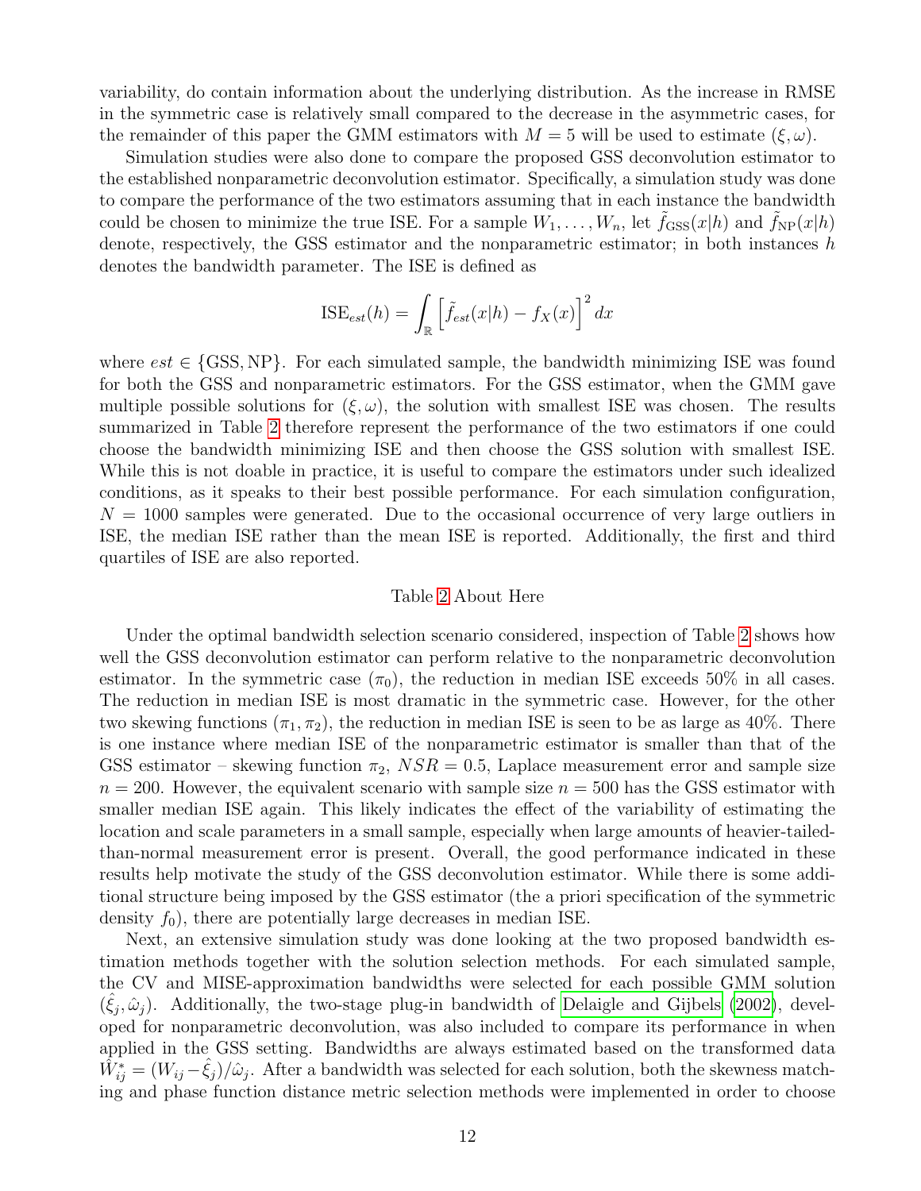variability, do contain information about the underlying distribution. As the increase in RMSE in the symmetric case is relatively small compared to the decrease in the asymmetric cases, for the remainder of this paper the GMM estimators with $M = 5$ will be used to estimate $(\xi, \omega)$.

Simulation studies were also done to compare the proposed GSS deconvolution estimator to the established nonparametric deconvolution estimator. Specifically, a simulation study was done to compare the performance of the two estimators assuming that in each instance the bandwidth could be chosen to minimize the true ISE. For a sample $W_1, \ldots, W_n$, let $\tilde{f}_{\text{GSS}}(x|h)$ and $\tilde{f}_{\text{NP}}(x|h)$ denote, respectively, the GSS estimator and the nonparametric estimator; in both instances $h$ denotes the bandwidth parameter. The ISE is defined as

$$\text{ISE}_{est}(h) = \int_{\mathbb{R}} \left[ \tilde{f}_{est}(x|h) - f_X(x) \right]^2 dx$$

where $est \in \{\text{GSS}, \text{NP}\}$. For each simulated sample, the bandwidth minimizing ISE was found for both the GSS and nonparametric estimators. For the GSS estimator, when the GMM gave multiple possible solutions for $(\xi, \omega)$, the solution with smallest ISE was chosen. The results summarized in Table 2 therefore represent the performance of the two estimators if one could choose the bandwidth minimizing ISE and then choose the GSS solution with smallest ISE. While this is not doable in practice, it is useful to compare the estimators under such idealized conditions, as it speaks to their best possible performance. For each simulation configuration, $N = 1000$ samples were generated. Due to the occasional occurrence of very large outliers in ISE, the median ISE rather than the mean ISE is reported. Additionally, the first and third quartiles of ISE are also reported.

Table 2 About Here

Under the optimal bandwidth selection scenario considered, inspection of Table 2 shows how well the GSS deconvolution estimator can perform relative to the nonparametric deconvolution estimator. In the symmetric case ($\pi_0$), the reduction in median ISE exceeds 50% in all cases. The reduction in median ISE is most dramatic in the symmetric case. However, for the other two skewing functions ($\pi_1, \pi_2$), the reduction in median ISE is seen to be as large as 40%. There is one instance where median ISE of the nonparametric estimator is smaller than that of the GSS estimator – skewing function $\pi_2$, $NSR = 0.5$, Laplace measurement error and sample size $n = 200$. However, the equivalent scenario with sample size $n = 500$ has the GSS estimator with smaller median ISE again. This likely indicates the effect of the variability of estimating the location and scale parameters in a small sample, especially when large amounts of heavier-tailed-than-normal measurement error is present. Overall, the good performance indicated in these results help motivate the study of the GSS deconvolution estimator. While there is some additional structure being imposed by the GSS estimator (the a priori specification of the symmetric density $f_0$), there are potentially large decreases in median ISE.

Next, an extensive simulation study was done looking at the two proposed bandwidth estimation methods together with the solution selection methods. For each simulated sample, the CV and MISE-approximation bandwidths were selected for each possible GMM solution $(\hat{\xi}_j, \hat{\omega}_j)$. Additionally, the two-stage plug-in bandwidth of Delaigle and Gijbels (2002), developed for nonparametric deconvolution, was also included to compare its performance in when applied in the GSS setting. Bandwidths are always estimated based on the transformed data $\hat{W}^*_{ij} = (W_{ij} - \hat{\xi}_j)/\hat{\omega}_j$. After a bandwidth was selected for each solution, both the skewness matching and phase function distance metric selection methods were implemented in order to choose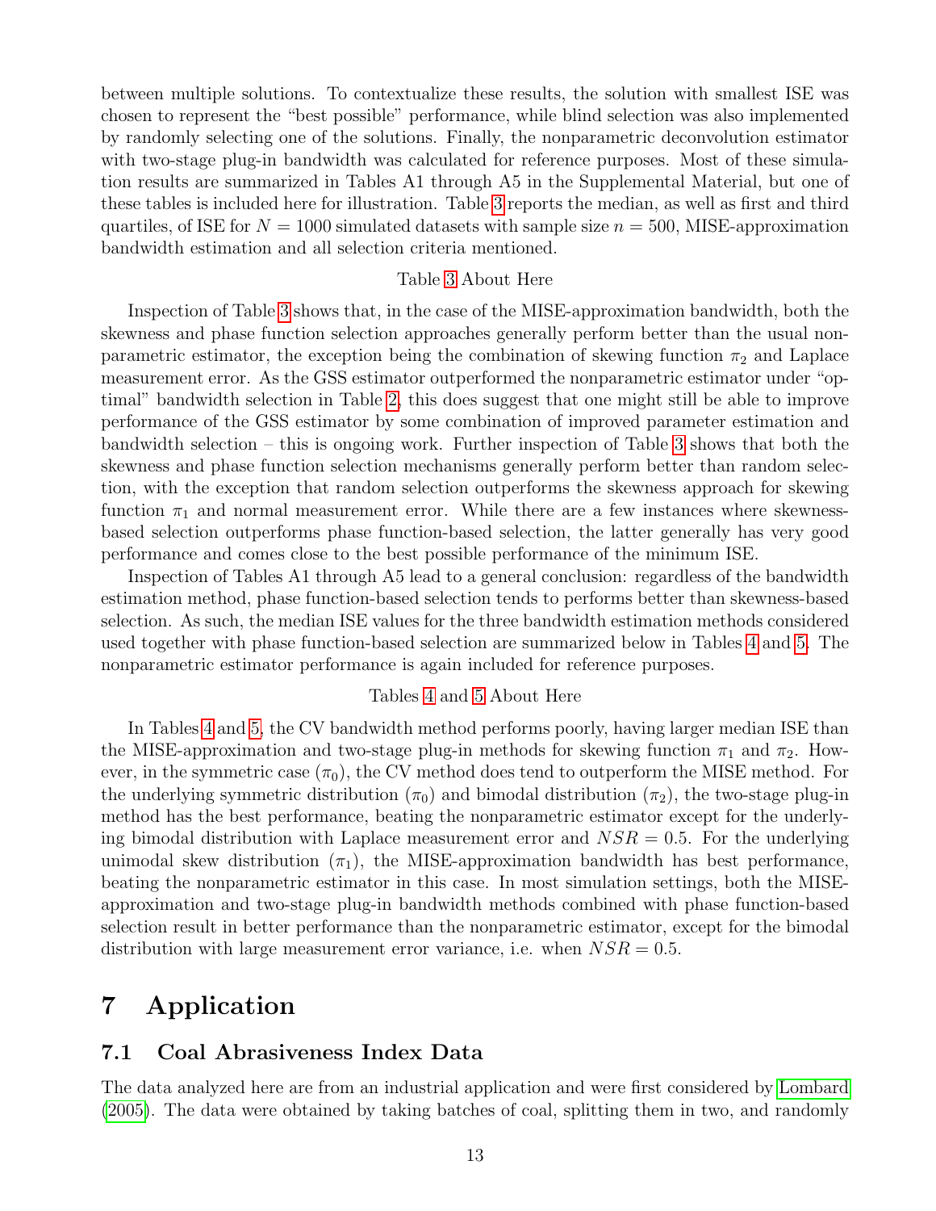between multiple solutions. To contextualize these results, the solution with smallest ISE was chosen to represent the "best possible" performance, while blind selection was also implemented by randomly selecting one of the solutions. Finally, the nonparametric deconvolution estimator with two-stage plug-in bandwidth was calculated for reference purposes. Most of these simulation results are summarized in Tables A1 through A5 in the Supplemental Material, but one of these tables is included here for illustration. Table 3 reports the median, as well as first and third quartiles, of ISE for $N = 1000$ simulated datasets with sample size $n = 500$, MISE-approximation bandwidth estimation and all selection criteria mentioned.

Table 3 About Here

Inspection of Table 3 shows that, in the case of the MISE-approximation bandwidth, both the skewness and phase function selection approaches generally perform better than the usual nonparametric estimator, the exception being the combination of skewing function $\pi_2$ and Laplace measurement error. As the GSS estimator outperformed the nonparametric estimator under "optimal" bandwidth selection in Table 2, this does suggest that one might still be able to improve performance of the GSS estimator by some combination of improved parameter estimation and bandwidth selection – this is ongoing work. Further inspection of Table 3 shows that both the skewness and phase function selection mechanisms generally perform better than random selection, with the exception that random selection outperforms the skewness approach for skewing function $\pi_1$ and normal measurement error. While there are a few instances where skewness-based selection outperforms phase function-based selection, the latter generally has very good performance and comes close to the best possible performance of the minimum ISE.

Inspection of Tables A1 through A5 lead to a general conclusion: regardless of the bandwidth estimation method, phase function-based selection tends to performs better than skewness-based selection. As such, the median ISE values for the three bandwidth estimation methods considered used together with phase function-based selection are summarized below in Tables 4 and 5. The nonparametric estimator performance is again included for reference purposes.

Tables 4 and 5 About Here

In Tables 4 and 5, the CV bandwidth method performs poorly, having larger median ISE than the MISE-approximation and two-stage plug-in methods for skewing function $\pi_1$ and $\pi_2$. However, in the symmetric case ($\pi_0$), the CV method does tend to outperform the MISE method. For the underlying symmetric distribution ($\pi_0$) and bimodal distribution ($\pi_2$), the two-stage plug-in method has the best performance, beating the nonparametric estimator except for the underlying bimodal distribution with Laplace measurement error and $NSR = 0.5$. For the underlying unimodal skew distribution ($\pi_1$), the MISE-approximation bandwidth has best performance, beating the nonparametric estimator in this case. In most simulation settings, both the MISE-approximation and two-stage plug-in bandwidth methods combined with phase function-based selection result in better performance than the nonparametric estimator, except for the bimodal distribution with large measurement error variance, i.e. when $NSR = 0.5$.

# 7 Application

## 7.1 Coal Abrasiveness Index Data

The data analyzed here are from an industrial application and were first considered by Lombard (2005). The data were obtained by taking batches of coal, splitting them in two, and randomly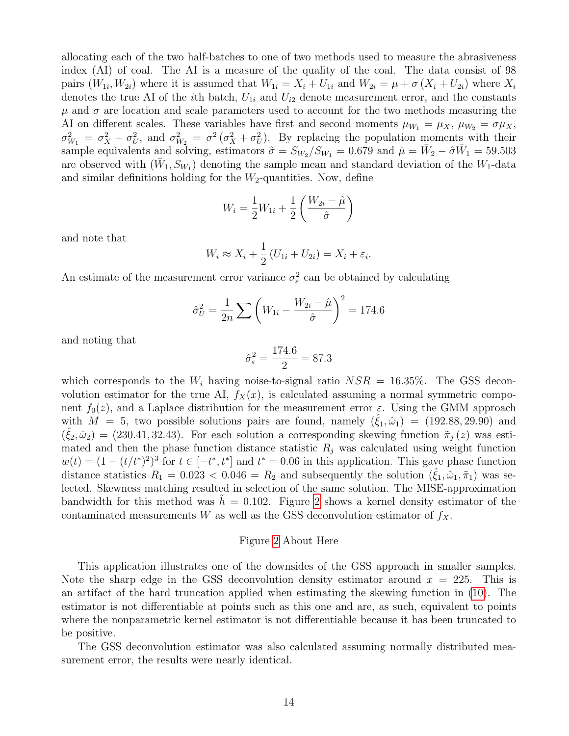allocating each of the two half-batches to one of two methods used to measure the abrasiveness index (AI) of coal. The AI is a measure of the quality of the coal. The data consist of 98 pairs $(W_{1i}, W_{2i})$ where it is assumed that $W_{1i} = X_i + U_{1i}$ and $W_{2i} = \mu + \sigma(X_i + U_{2i})$ where $X_i$ denotes the true AI of the $i$th batch, $U_{1i}$ and $U_{i2}$ denote measurement error, and the constants $\mu$ and $\sigma$ are location and scale parameters used to account for the two methods measuring the AI on different scales. These variables have first and second moments $\mu_{W_1} = \mu_X$, $\mu_{W_2} = \sigma\mu_X$, $\sigma^2_{W_1} = \sigma^2_X + \sigma^2_U$, and $\sigma^2_{W_2} = \sigma^2(\sigma^2_X + \sigma^2_U)$. By replacing the population moments with their sample equivalents and solving, estimators $\hat{\sigma} = S_{W_2}/S_{W_1} = 0.679$ and $\hat{\mu} = \bar{W}_2 - \hat{\sigma}\bar{W}_1 = 59.503$ are observed with $(\bar{W}_1, S_{W_1})$ denoting the sample mean and standard deviation of the $W_1$-data and similar definitions holding for the $W_2$-quantities. Now, define

$$W_i = \frac{1}{2}W_{1i} + \frac{1}{2}\left(\frac{W_{2i} - \hat{\mu}}{\hat{\sigma}}\right)$$

and note that

$$W_i \approx X_i + \frac{1}{2}(U_{1i} + U_{2i}) = X_i + \varepsilon_i.$$

An estimate of the measurement error variance $\sigma^2_\varepsilon$ can be obtained by calculating

$$\hat{\sigma}^2_U = \frac{1}{2n}\sum\left(W_{1i} - \frac{W_{2i} - \hat{\mu}}{\hat{\sigma}}\right)^2 = 174.6$$

and noting that

$$\hat{\sigma}^2_\varepsilon = \frac{174.6}{2} = 87.3$$

which corresponds to the $W_i$ having noise-to-signal ratio $NSR = 16.35\%$. The GSS deconvolution estimator for the true AI, $f_X(x)$, is calculated assuming a normal symmetric component $f_0(z)$, and a Laplace distribution for the measurement error $\varepsilon$. Using the GMM approach with $M = 5$, two possible solutions pairs are found, namely $(\hat{\xi}_1, \hat{\omega}_1) = (192.88, 29.90)$ and $(\hat{\xi}_2, \hat{\omega}_2) = (230.41, 32.43)$. For each solution a corresponding skewing function $\tilde{\pi}_j(z)$ was estimated and then the phase function distance statistic $R_j$ was calculated using weight function $w(t) = (1 - (t/t^*)^2)^3$ for $t \in [-t^*, t^*]$ and $t^* = 0.06$ in this application. This gave phase function distance statistics $R_1 = 0.023 < 0.046 = R_2$ and subsequently the solution $(\hat{\xi}_1, \hat{\omega}_1, \tilde{\pi}_1)$ was selected. Skewness matching resulted in selection of the same solution. The MISE-approximation bandwidth for this method was $\tilde{h} = 0.102$. Figure 2 shows a kernel density estimator of the contaminated measurements $W$ as well as the GSS deconvolution estimator of $f_X$.

Figure 2 About Here

This application illustrates one of the downsides of the GSS approach in smaller samples. Note the sharp edge in the GSS deconvolution density estimator around $x = 225$. This is an artifact of the hard truncation applied when estimating the skewing function in (10). The estimator is not differentiable at points such as this one and are, as such, equivalent to points where the nonparametric kernel estimator is not differentiable because it has been truncated to be positive.

The GSS deconvolution estimator was also calculated assuming normally distributed measurement error, the results were nearly identical.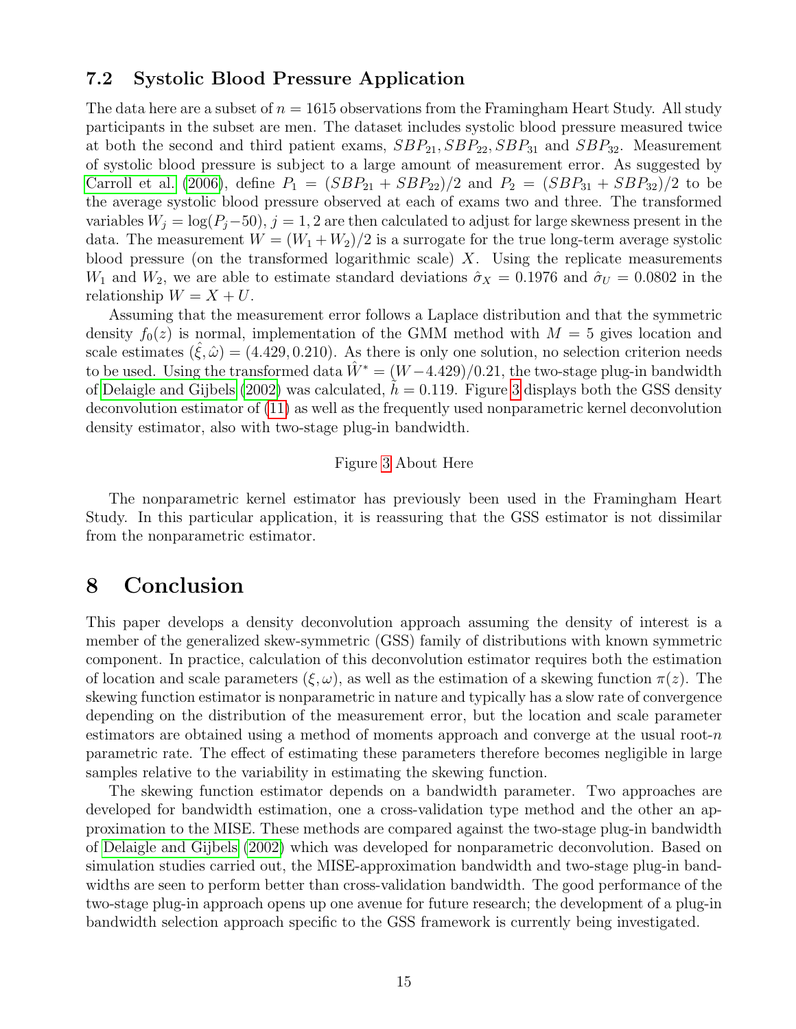### 7.2 Systolic Blood Pressure Application

The data here are a subset of $n = 1615$ observations from the Framingham Heart Study. All study participants in the subset are men. The dataset includes systolic blood pressure measured twice at both the second and third patient exams, $SBP_{21}, SBP_{22}, SBP_{31}$ and $SBP_{32}$. Measurement of systolic blood pressure is subject to a large amount of measurement error. As suggested by Carroll et al. (2006), define $P_1 = (SBP_{21} + SBP_{22})/2$ and $P_2 = (SBP_{31} + SBP_{32})/2$ to be the average systolic blood pressure observed at each of exams two and three. The transformed variables $W_j = \log(P_j - 50)$, $j = 1, 2$ are then calculated to adjust for large skewness present in the data. The measurement $W = (W_1 + W_2)/2$ is a surrogate for the true long-term average systolic blood pressure (on the transformed logarithmic scale) $X$. Using the replicate measurements $W_1$ and $W_2$, we are able to estimate standard deviations $\hat{\sigma}_X = 0.1976$ and $\hat{\sigma}_U = 0.0802$ in the relationship $W = X + U$.

Assuming that the measurement error follows a Laplace distribution and that the symmetric density $f_0(z)$ is normal, implementation of the GMM method with $M = 5$ gives location and scale estimates $(\hat{\xi}, \hat{\omega}) = (4.429, 0.210)$. As there is only one solution, no selection criterion needs to be used. Using the transformed data $\hat{W}^* = (W - 4.429)/0.21$, the two-stage plug-in bandwidth of Delaigle and Gijbels (2002) was calculated, $\tilde{h} = 0.119$. Figure 3 displays both the GSS density deconvolution estimator of (11) as well as the frequently used nonparametric kernel deconvolution density estimator, also with two-stage plug-in bandwidth.

Figure 3 About Here

The nonparametric kernel estimator has previously been used in the Framingham Heart Study. In this particular application, it is reassuring that the GSS estimator is not dissimilar from the nonparametric estimator.

# 8 Conclusion

This paper develops a density deconvolution approach assuming the density of interest is a member of the generalized skew-symmetric (GSS) family of distributions with known symmetric component. In practice, calculation of this deconvolution estimator requires both the estimation of location and scale parameters $(\xi, \omega)$, as well as the estimation of a skewing function $\pi(z)$. The skewing function estimator is nonparametric in nature and typically has a slow rate of convergence depending on the distribution of the measurement error, but the location and scale parameter estimators are obtained using a method of moments approach and converge at the usual root-$n$ parametric rate. The effect of estimating these parameters therefore becomes negligible in large samples relative to the variability in estimating the skewing function.

The skewing function estimator depends on a bandwidth parameter. Two approaches are developed for bandwidth estimation, one a cross-validation type method and the other an approximation to the MISE. These methods are compared against the two-stage plug-in bandwidth of Delaigle and Gijbels (2002) which was developed for nonparametric deconvolution. Based on simulation studies carried out, the MISE-approximation bandwidth and two-stage plug-in bandwidths are seen to perform better than cross-validation bandwidth. The good performance of the two-stage plug-in approach opens up one avenue for future research; the development of a plug-in bandwidth selection approach specific to the GSS framework is currently being investigated.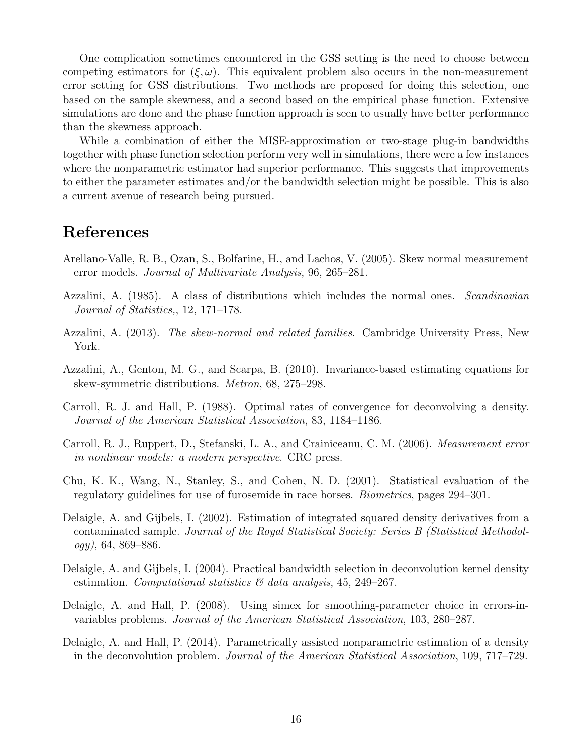One complication sometimes encountered in the GSS setting is the need to choose between competing estimators for $(\xi, \omega)$. This equivalent problem also occurs in the non-measurement error setting for GSS distributions. Two methods are proposed for doing this selection, one based on the sample skewness, and a second based on the empirical phase function. Extensive simulations are done and the phase function approach is seen to usually have better performance than the skewness approach.

While a combination of either the MISE-approximation or two-stage plug-in bandwidths together with phase function selection perform very well in simulations, there were a few instances where the nonparametric estimator had superior performance. This suggests that improvements to either the parameter estimates and/or the bandwidth selection might be possible. This is also a current avenue of research being pursued.

# References

Arellano-Valle, R. B., Ozan, S., Bolfarine, H., and Lachos, V. (2005). Skew normal measurement error models. *Journal of Multivariate Analysis*, 96, 265–281.

Azzalini, A. (1985). A class of distributions which includes the normal ones. *Scandinavian Journal of Statistics,*, 12, 171–178.

Azzalini, A. (2013). *The skew-normal and related families*. Cambridge University Press, New York.

Azzalini, A., Genton, M. G., and Scarpa, B. (2010). Invariance-based estimating equations for skew-symmetric distributions. *Metron*, 68, 275–298.

Carroll, R. J. and Hall, P. (1988). Optimal rates of convergence for deconvolving a density. *Journal of the American Statistical Association*, 83, 1184–1186.

Carroll, R. J., Ruppert, D., Stefanski, L. A., and Crainiceanu, C. M. (2006). *Measurement error in nonlinear models: a modern perspective*. CRC press.

Chu, K. K., Wang, N., Stanley, S., and Cohen, N. D. (2001). Statistical evaluation of the regulatory guidelines for use of furosemide in race horses. *Biometrics*, pages 294–301.

Delaigle, A. and Gijbels, I. (2002). Estimation of integrated squared density derivatives from a contaminated sample. *Journal of the Royal Statistical Society: Series B (Statistical Methodology)*, 64, 869–886.

Delaigle, A. and Gijbels, I. (2004). Practical bandwidth selection in deconvolution kernel density estimation. *Computational statistics & data analysis*, 45, 249–267.

Delaigle, A. and Hall, P. (2008). Using simex for smoothing-parameter choice in errors-in-variables problems. *Journal of the American Statistical Association*, 103, 280–287.

Delaigle, A. and Hall, P. (2014). Parametrically assisted nonparametric estimation of a density in the deconvolution problem. *Journal of the American Statistical Association*, 109, 717–729.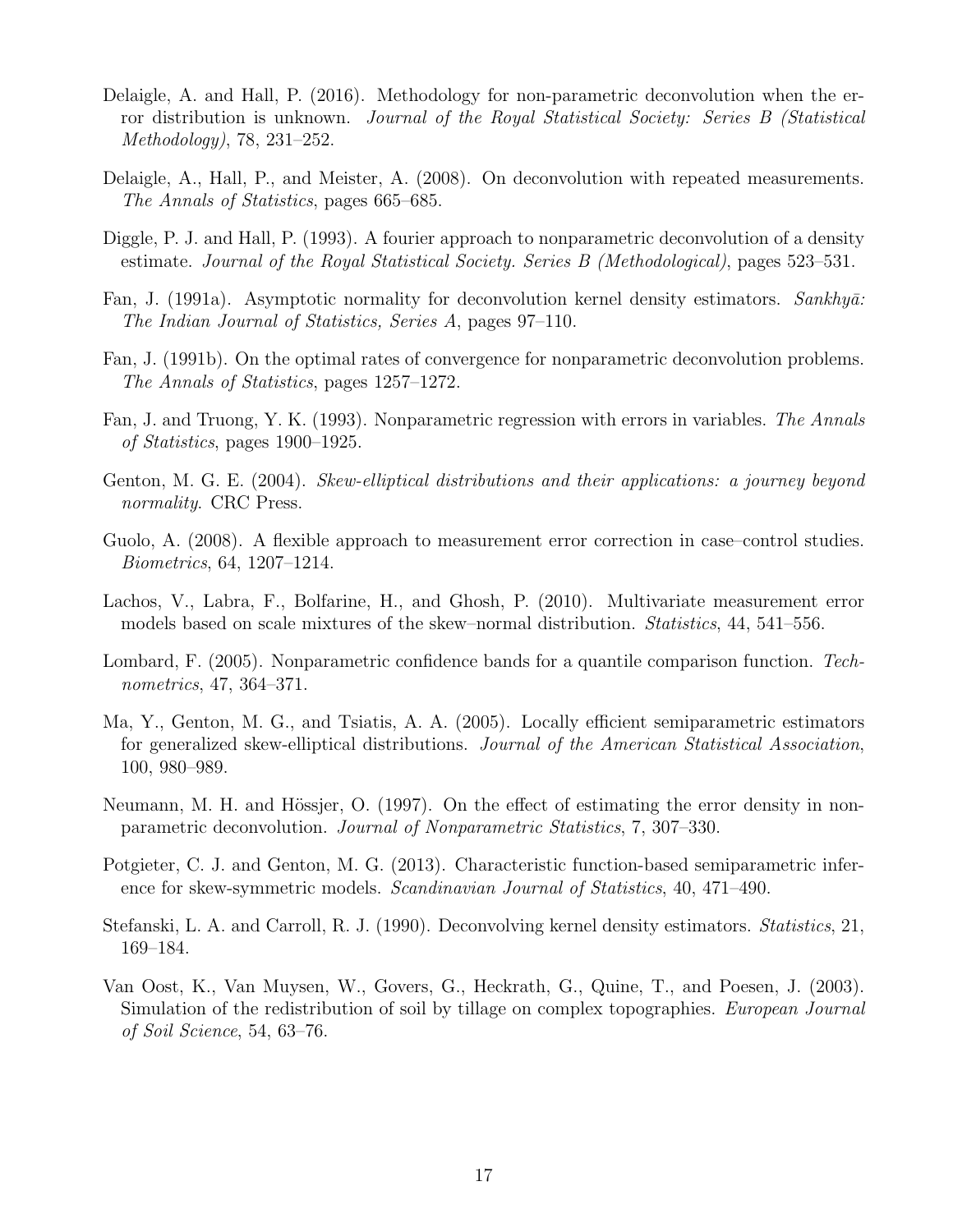Delaigle, A. and Hall, P. (2016). Methodology for non-parametric deconvolution when the error distribution is unknown. *Journal of the Royal Statistical Society: Series B (Statistical Methodology)*, 78, 231–252.

Delaigle, A., Hall, P., and Meister, A. (2008). On deconvolution with repeated measurements. *The Annals of Statistics*, pages 665–685.

Diggle, P. J. and Hall, P. (1993). A fourier approach to nonparametric deconvolution of a density estimate. *Journal of the Royal Statistical Society. Series B (Methodological)*, pages 523–531.

Fan, J. (1991a). Asymptotic normality for deconvolution kernel density estimators. *Sankhyā: The Indian Journal of Statistics, Series A*, pages 97–110.

Fan, J. (1991b). On the optimal rates of convergence for nonparametric deconvolution problems. *The Annals of Statistics*, pages 1257–1272.

Fan, J. and Truong, Y. K. (1993). Nonparametric regression with errors in variables. *The Annals of Statistics*, pages 1900–1925.

Genton, M. G. E. (2004). *Skew-elliptical distributions and their applications: a journey beyond normality*. CRC Press.

Guolo, A. (2008). A flexible approach to measurement error correction in case–control studies. *Biometrics*, 64, 1207–1214.

Lachos, V., Labra, F., Bolfarine, H., and Ghosh, P. (2010). Multivariate measurement error models based on scale mixtures of the skew–normal distribution. *Statistics*, 44, 541–556.

Lombard, F. (2005). Nonparametric confidence bands for a quantile comparison function. *Technometrics*, 47, 364–371.

Ma, Y., Genton, M. G., and Tsiatis, A. A. (2005). Locally efficient semiparametric estimators for generalized skew-elliptical distributions. *Journal of the American Statistical Association*, 100, 980–989.

Neumann, M. H. and Hössjer, O. (1997). On the effect of estimating the error density in nonparametric deconvolution. *Journal of Nonparametric Statistics*, 7, 307–330.

Potgieter, C. J. and Genton, M. G. (2013). Characteristic function-based semiparametric inference for skew-symmetric models. *Scandinavian Journal of Statistics*, 40, 471–490.

Stefanski, L. A. and Carroll, R. J. (1990). Deconvolving kernel density estimators. *Statistics*, 21, 169–184.

Van Oost, K., Van Muysen, W., Govers, G., Heckrath, G., Quine, T., and Poesen, J. (2003). Simulation of the redistribution of soil by tillage on complex topographies. *European Journal of Soil Science*, 54, 63–76.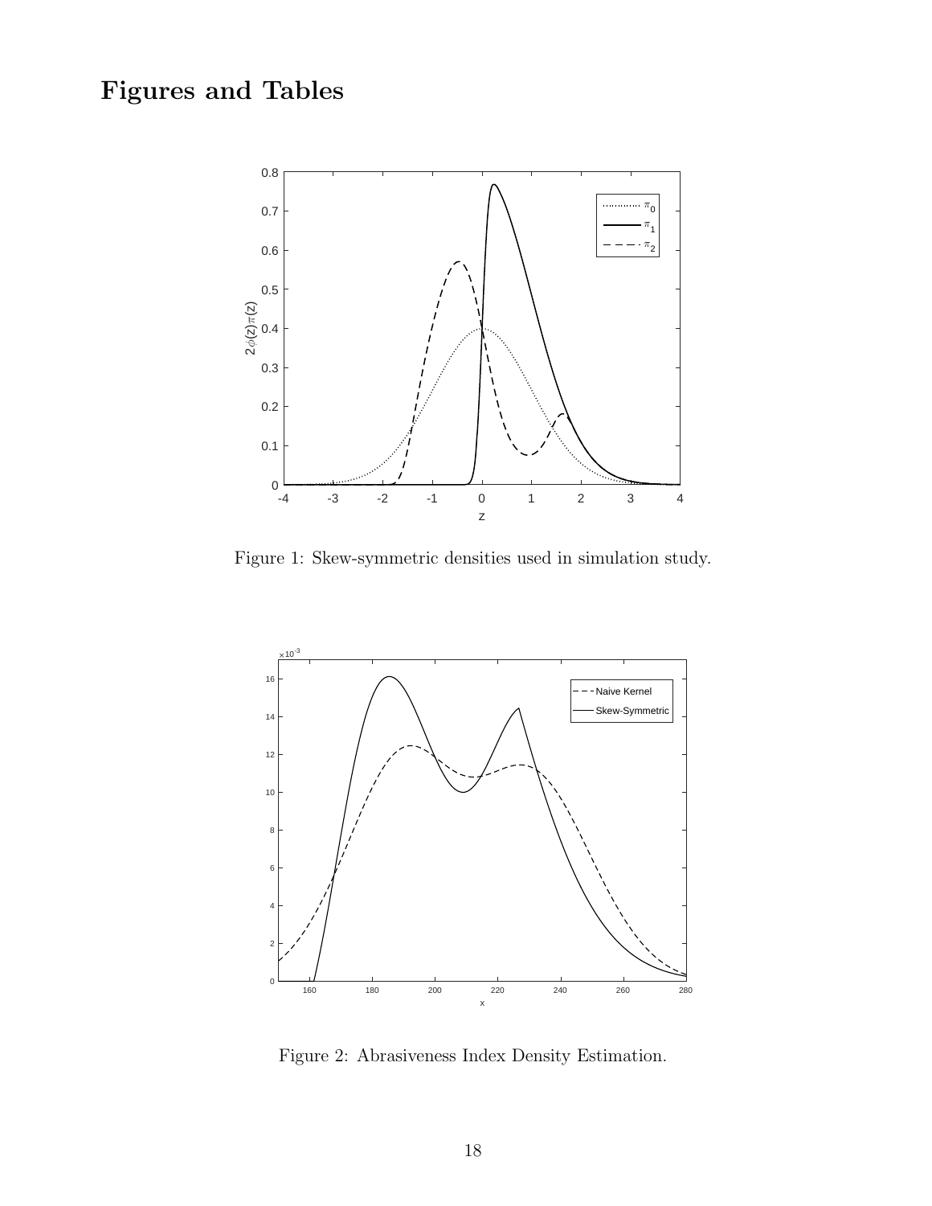# Figures and Tables

Figure 1: Skew-symmetric densities used in simulation study.

Figure 2: Abrasiveness Index Density Estimation.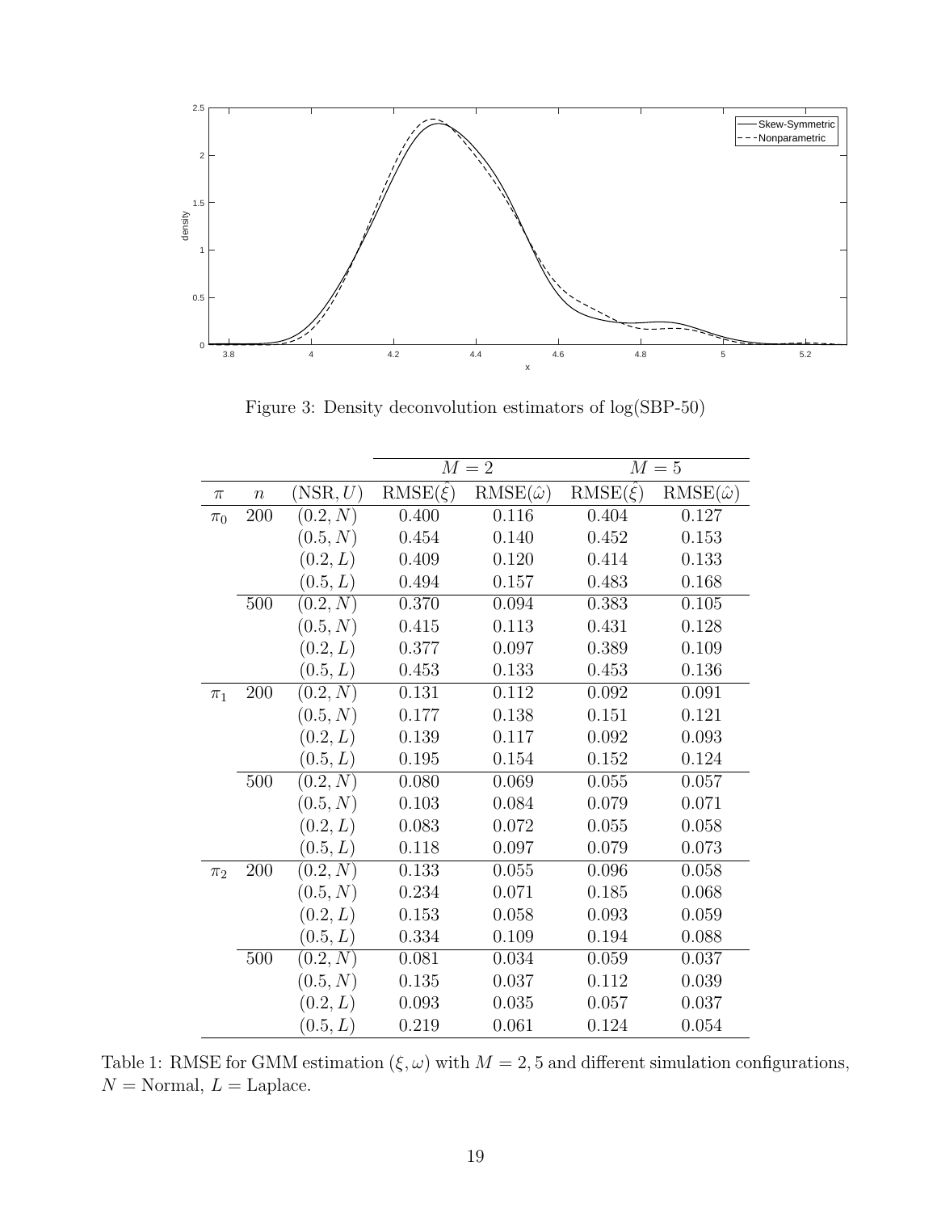Figure 3: Density deconvolution estimators of log(SBP-50)

| $\pi$ | $n$ | $(\text{NSR}, U)$ | $M=2$ | | $M=5$ | |
|---|---|---|---|---|---|---|
| | | | $\text{RMSE}(\hat{\xi})$ | $\text{RMSE}(\hat{\omega})$ | $\text{RMSE}(\hat{\xi})$ | $\text{RMSE}(\hat{\omega})$ |
| $\pi_0$ | 200 | $(0.2, N)$ | 0.400 | 0.116 | 0.404 | 0.127 |
| | | $(0.5, N)$ | 0.454 | 0.140 | 0.452 | 0.153 |
| | | $(0.2, L)$ | 0.409 | 0.120 | 0.414 | 0.133 |
| | | $(0.5, L)$ | 0.494 | 0.157 | 0.483 | 0.168 |
| | 500 | $(0.2, N)$ | 0.370 | 0.094 | 0.383 | 0.105 |
| | | $(0.5, N)$ | 0.415 | 0.113 | 0.431 | 0.128 |
| | | $(0.2, L)$ | 0.377 | 0.097 | 0.389 | 0.109 |
| | | $(0.5, L)$ | 0.453 | 0.133 | 0.453 | 0.136 |
| $\pi_1$ | 200 | $(0.2, N)$ | 0.131 | 0.112 | 0.092 | 0.091 |
| | | $(0.5, N)$ | 0.177 | 0.138 | 0.151 | 0.121 |
| | | $(0.2, L)$ | 0.139 | 0.117 | 0.092 | 0.093 |
| | | $(0.5, L)$ | 0.195 | 0.154 | 0.152 | 0.124 |
| | 500 | $(0.2, N)$ | 0.080 | 0.069 | 0.055 | 0.057 |
| | | $(0.5, N)$ | 0.103 | 0.084 | 0.079 | 0.071 |
| | | $(0.2, L)$ | 0.083 | 0.072 | 0.055 | 0.058 |
| | | $(0.5, L)$ | 0.118 | 0.097 | 0.079 | 0.073 |
| $\pi_2$ | 200 | $(0.2, N)$ | 0.133 | 0.055 | 0.096 | 0.058 |
| | | $(0.5, N)$ | 0.234 | 0.071 | 0.185 | 0.068 |
| | | $(0.2, L)$ | 0.153 | 0.058 | 0.093 | 0.059 |
| | | $(0.5, L)$ | 0.334 | 0.109 | 0.194 | 0.088 |
| | 500 | $(0.2, N)$ | 0.081 | 0.034 | 0.059 | 0.037 |
| | | $(0.5, N)$ | 0.135 | 0.037 | 0.112 | 0.039 |
| | | $(0.2, L)$ | 0.093 | 0.035 | 0.057 | 0.037 |
| | | $(0.5, L)$ | 0.219 | 0.061 | 0.124 | 0.054 |

Table 1: RMSE for GMM estimation $(\xi, \omega)$ with $M = 2, 5$ and different simulation configurations, $N$ = Normal, $L$ = Laplace.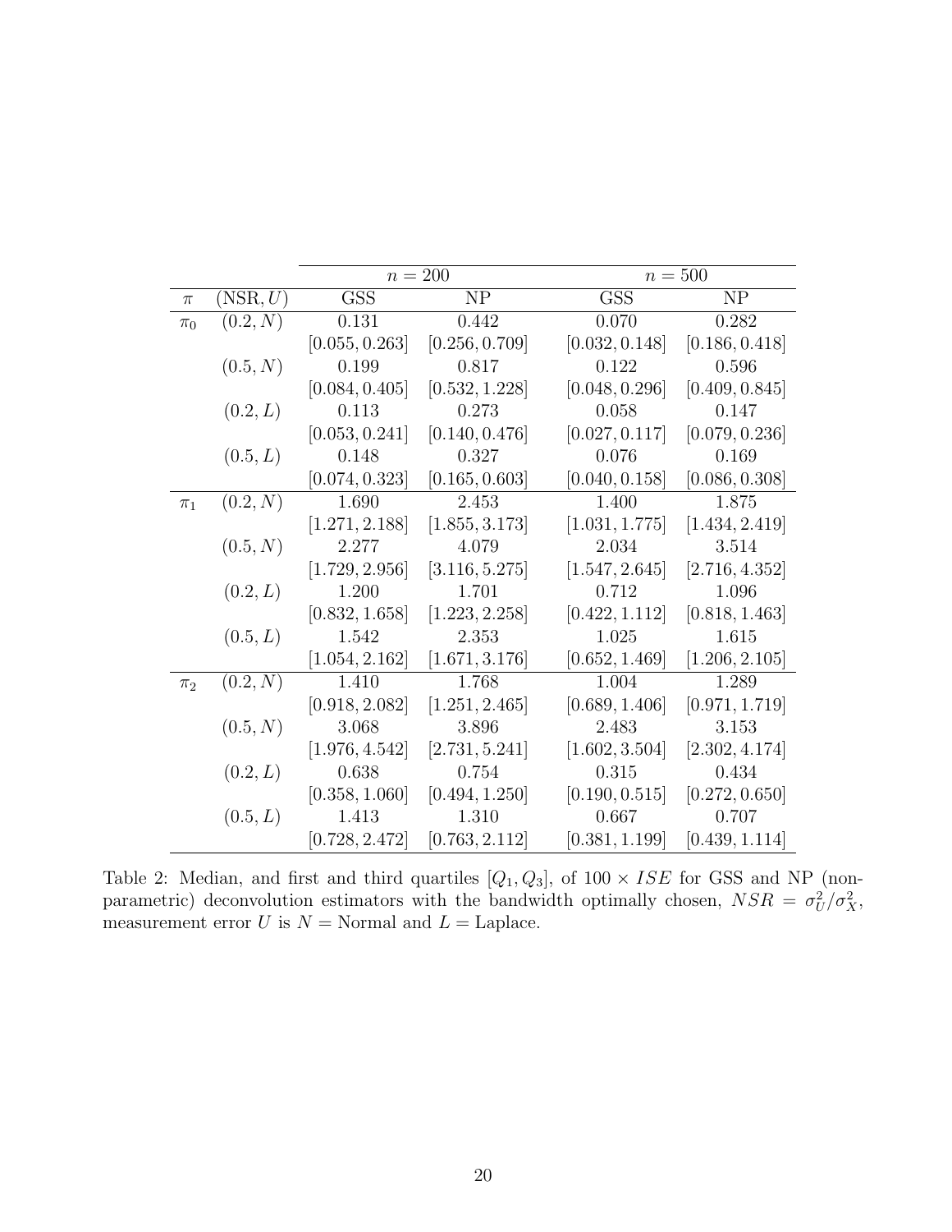| | | $n = 200$ | | $n = 500$ | |
|---|---|---|---|---|---|
| $\pi$ | $(\text{NSR}, U)$ | GSS | NP | GSS | NP |
| $\pi_0$ | $(0.2, N)$ | 0.131 | 0.442 | 0.070 | 0.282 |
| | | $[0.055, 0.263]$ | $[0.256, 0.709]$ | $[0.032, 0.148]$ | $[0.186, 0.418]$ |
| | $(0.5, N)$ | 0.199 | 0.817 | 0.122 | 0.596 |
| | | $[0.084, 0.405]$ | $[0.532, 1.228]$ | $[0.048, 0.296]$ | $[0.409, 0.845]$ |
| | $(0.2, L)$ | 0.113 | 0.273 | 0.058 | 0.147 |
| | | $[0.053, 0.241]$ | $[0.140, 0.476]$ | $[0.027, 0.117]$ | $[0.079, 0.236]$ |
| | $(0.5, L)$ | 0.148 | 0.327 | 0.076 | 0.169 |
| | | $[0.074, 0.323]$ | $[0.165, 0.603]$ | $[0.040, 0.158]$ | $[0.086, 0.308]$ |
| $\pi_1$ | $(0.2, N)$ | 1.690 | 2.453 | 1.400 | 1.875 |
| | | $[1.271, 2.188]$ | $[1.855, 3.173]$ | $[1.031, 1.775]$ | $[1.434, 2.419]$ |
| | $(0.5, N)$ | 2.277 | 4.079 | 2.034 | 3.514 |
| | | $[1.729, 2.956]$ | $[3.116, 5.275]$ | $[1.547, 2.645]$ | $[2.716, 4.352]$ |
| | $(0.2, L)$ | 1.200 | 1.701 | 0.712 | 1.096 |
| | | $[0.832, 1.658]$ | $[1.223, 2.258]$ | $[0.422, 1.112]$ | $[0.818, 1.463]$ |
| | $(0.5, L)$ | 1.542 | 2.353 | 1.025 | 1.615 |
| | | $[1.054, 2.162]$ | $[1.671, 3.176]$ | $[0.652, 1.469]$ | $[1.206, 2.105]$ |
| $\pi_2$ | $(0.2, N)$ | 1.410 | 1.768 | 1.004 | 1.289 |
| | | $[0.918, 2.082]$ | $[1.251, 2.465]$ | $[0.689, 1.406]$ | $[0.971, 1.719]$ |
| | $(0.5, N)$ | 3.068 | 3.896 | 2.483 | 3.153 |
| | | $[1.976, 4.542]$ | $[2.731, 5.241]$ | $[1.602, 3.504]$ | $[2.302, 4.174]$ |
| | $(0.2, L)$ | 0.638 | 0.754 | 0.315 | 0.434 |
| | | $[0.358, 1.060]$ | $[0.494, 1.250]$ | $[0.190, 0.515]$ | $[0.272, 0.650]$ |
| | $(0.5, L)$ | 1.413 | 1.310 | 0.667 | 0.707 |
| | | $[0.728, 2.472]$ | $[0.763, 2.112]$ | $[0.381, 1.199]$ | $[0.439, 1.114]$ |

Table 2: Median, and first and third quartiles $[Q_1, Q_3]$, of $100 \times ISE$ for GSS and NP (nonparametric) deconvolution estimators with the bandwidth optimally chosen, $NSR = \sigma_U^2/\sigma_X^2$, measurement error $U$ is $N$ = Normal and $L$ = Laplace.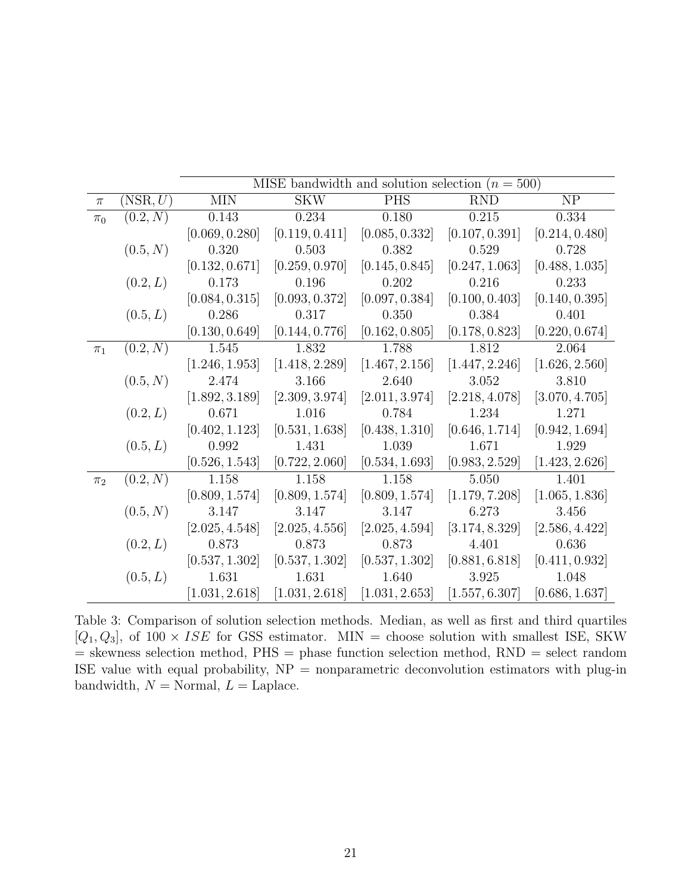| $\pi$ | $(\text{NSR}, U)$ | MISE bandwidth and solution selection ($n = 500$) | | | | |
|---|---|---|---|---|---|---|
| | | MIN | SKW | PHS | RND | NP |
| $\pi_0$ | $(0.2, N)$ | 0.143 | 0.234 | 0.180 | 0.215 | 0.334 |
| | | $[0.069, 0.280]$ | $[0.119, 0.411]$ | $[0.085, 0.332]$ | $[0.107, 0.391]$ | $[0.214, 0.480]$ |
| | $(0.5, N)$ | 0.320 | 0.503 | 0.382 | 0.529 | 0.728 |
| | | $[0.132, 0.671]$ | $[0.259, 0.970]$ | $[0.145, 0.845]$ | $[0.247, 1.063]$ | $[0.488, 1.035]$ |
| | $(0.2, L)$ | 0.173 | 0.196 | 0.202 | 0.216 | 0.233 |
| | | $[0.084, 0.315]$ | $[0.093, 0.372]$ | $[0.097, 0.384]$ | $[0.100, 0.403]$ | $[0.140, 0.395]$ |
| | $(0.5, L)$ | 0.286 | 0.317 | 0.350 | 0.384 | 0.401 |
| | | $[0.130, 0.649]$ | $[0.144, 0.776]$ | $[0.162, 0.805]$ | $[0.178, 0.823]$ | $[0.220, 0.674]$ |
| $\pi_1$ | $(0.2, N)$ | 1.545 | 1.832 | 1.788 | 1.812 | 2.064 |
| | | $[1.246, 1.953]$ | $[1.418, 2.289]$ | $[1.467, 2.156]$ | $[1.447, 2.246]$ | $[1.626, 2.560]$ |
| | $(0.5, N)$ | 2.474 | 3.166 | 2.640 | 3.052 | 3.810 |
| | | $[1.892, 3.189]$ | $[2.309, 3.974]$ | $[2.011, 3.974]$ | $[2.218, 4.078]$ | $[3.070, 4.705]$ |
| | $(0.2, L)$ | 0.671 | 1.016 | 0.784 | 1.234 | 1.271 |
| | | $[0.402, 1.123]$ | $[0.531, 1.638]$ | $[0.438, 1.310]$ | $[0.646, 1.714]$ | $[0.942, 1.694]$ |
| | $(0.5, L)$ | 0.992 | 1.431 | 1.039 | 1.671 | 1.929 |
| | | $[0.526, 1.543]$ | $[0.722, 2.060]$ | $[0.534, 1.693]$ | $[0.983, 2.529]$ | $[1.423, 2.626]$ |
| $\pi_2$ | $(0.2, N)$ | 1.158 | 1.158 | 1.158 | 5.050 | 1.401 |
| | | $[0.809, 1.574]$ | $[0.809, 1.574]$ | $[0.809, 1.574]$ | $[1.179, 7.208]$ | $[1.065, 1.836]$ |
| | $(0.5, N)$ | 3.147 | 3.147 | 3.147 | 6.273 | 3.456 |
| | | $[2.025, 4.548]$ | $[2.025, 4.556]$ | $[2.025, 4.594]$ | $[3.174, 8.329]$ | $[2.586, 4.422]$ |
| | $(0.2, L)$ | 0.873 | 0.873 | 0.873 | 4.401 | 0.636 |
| | | $[0.537, 1.302]$ | $[0.537, 1.302]$ | $[0.537, 1.302]$ | $[0.881, 6.818]$ | $[0.411, 0.932]$ |
| | $(0.5, L)$ | 1.631 | 1.631 | 1.640 | 3.925 | 1.048 |
| | | $[1.031, 2.618]$ | $[1.031, 2.618]$ | $[1.031, 2.653]$ | $[1.557, 6.307]$ | $[0.686, 1.637]$ |

Table 3: Comparison of solution selection methods. Median, as well as first and third quartiles $[Q_1, Q_3]$, of $100 \times ISE$ for GSS estimator. MIN = choose solution with smallest ISE, SKW = skewness selection method, PHS = phase function selection method, RND = select random ISE value with equal probability, NP = nonparametric deconvolution estimators with plug-in bandwidth, $N$ = Normal, $L$ = Laplace.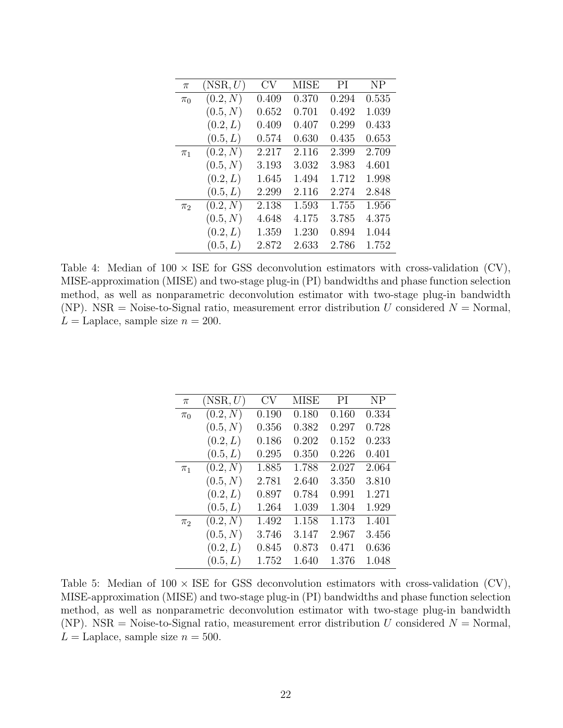| $\pi$ | $(\text{NSR}, U)$ | CV | MISE | PI | NP |
|---|---|---|---|---|---|
| $\pi_0$ | $(0.2, N)$ | 0.409 | 0.370 | 0.294 | 0.535 |
| | $(0.5, N)$ | 0.652 | 0.701 | 0.492 | 1.039 |
| | $(0.2, L)$ | 0.409 | 0.407 | 0.299 | 0.433 |
| | $(0.5, L)$ | 0.574 | 0.630 | 0.435 | 0.653 |
| $\pi_1$ | $(0.2, N)$ | 2.217 | 2.116 | 2.399 | 2.709 |
| | $(0.5, N)$ | 3.193 | 3.032 | 3.983 | 4.601 |
| | $(0.2, L)$ | 1.645 | 1.494 | 1.712 | 1.998 |
| | $(0.5, L)$ | 2.299 | 2.116 | 2.274 | 2.848 |
| $\pi_2$ | $(0.2, N)$ | 2.138 | 1.593 | 1.755 | 1.956 |
| | $(0.5, N)$ | 4.648 | 4.175 | 3.785 | 4.375 |
| | $(0.2, L)$ | 1.359 | 1.230 | 0.894 | 1.044 |
| | $(0.5, L)$ | 2.872 | 2.633 | 2.786 | 1.752 |

Table 4: Median of $100 \times$ ISE for GSS deconvolution estimators with cross-validation (CV), MISE-approximation (MISE) and two-stage plug-in (PI) bandwidths and phase function selection method, as well as nonparametric deconvolution estimator with two-stage plug-in bandwidth (NP). NSR = Noise-to-Signal ratio, measurement error distribution $U$ considered $N$ = Normal, $L$ = Laplace, sample size $n = 200$.

| $\pi$ | $(\text{NSR}, U)$ | CV | MISE | PI | NP |
|---|---|---|---|---|---|
| $\pi_0$ | $(0.2, N)$ | 0.190 | 0.180 | 0.160 | 0.334 |
| | $(0.5, N)$ | 0.356 | 0.382 | 0.297 | 0.728 |
| | $(0.2, L)$ | 0.186 | 0.202 | 0.152 | 0.233 |
| | $(0.5, L)$ | 0.295 | 0.350 | 0.226 | 0.401 |
| $\pi_1$ | $(0.2, N)$ | 1.885 | 1.788 | 2.027 | 2.064 |
| | $(0.5, N)$ | 2.781 | 2.640 | 3.350 | 3.810 |
| | $(0.2, L)$ | 0.897 | 0.784 | 0.991 | 1.271 |
| | $(0.5, L)$ | 1.264 | 1.039 | 1.304 | 1.929 |
| $\pi_2$ | $(0.2, N)$ | 1.492 | 1.158 | 1.173 | 1.401 |
| | $(0.5, N)$ | 3.746 | 3.147 | 2.967 | 3.456 |
| | $(0.2, L)$ | 0.845 | 0.873 | 0.471 | 0.636 |
| | $(0.5, L)$ | 1.752 | 1.640 | 1.376 | 1.048 |

Table 5: Median of $100 \times$ ISE for GSS deconvolution estimators with cross-validation (CV), MISE-approximation (MISE) and two-stage plug-in (PI) bandwidths and phase function selection method, as well as nonparametric deconvolution estimator with two-stage plug-in bandwidth (NP). NSR = Noise-to-Signal ratio, measurement error distribution $U$ considered $N$ = Normal, $L$ = Laplace, sample size $n = 500$.